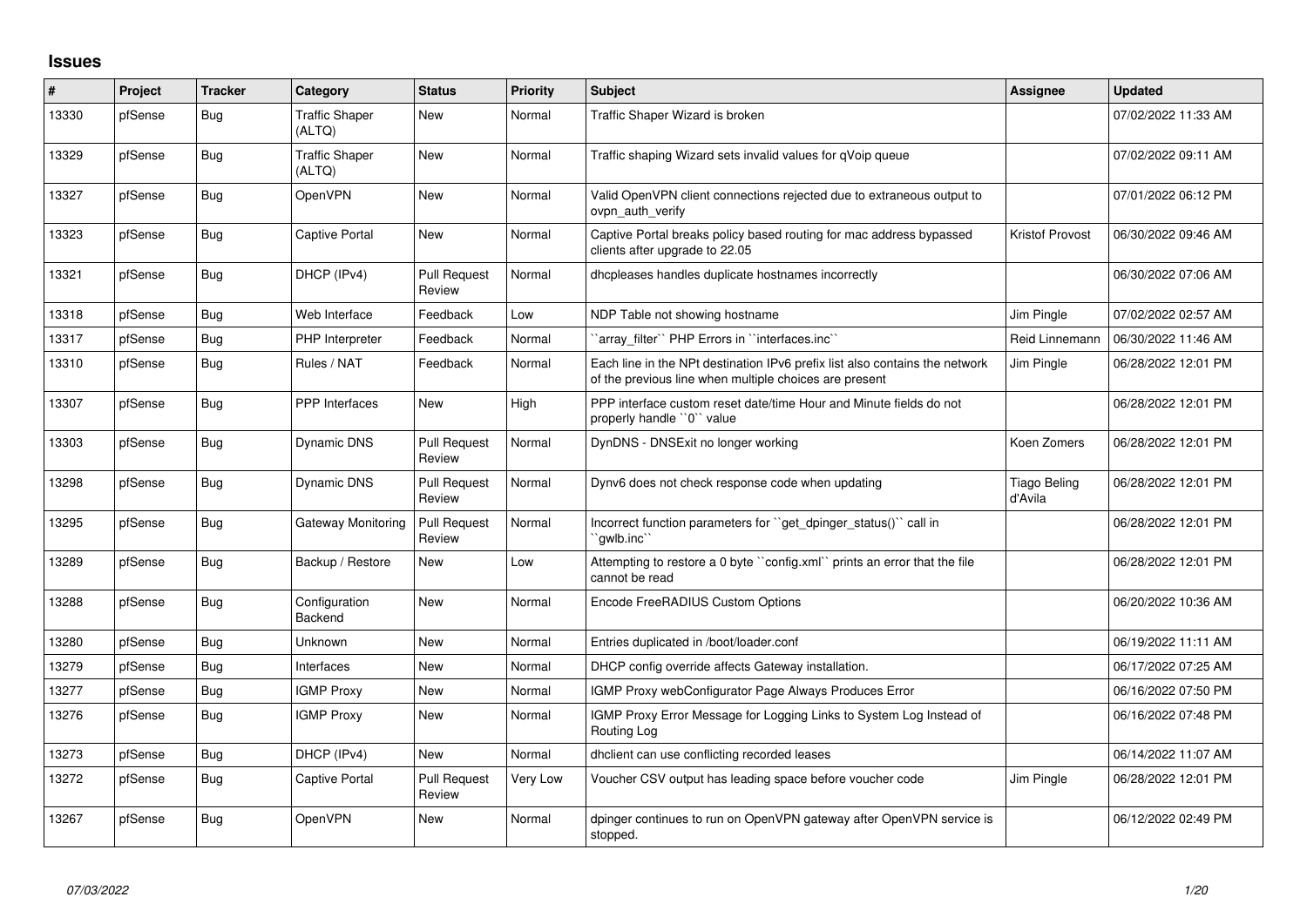## Issues

| # | Project | Tracker | Category | Status | Priority | Subject | Assignee | Updated |
|---|---|---|---|---|---|---|---|---|
| 13330 | pfSense | Bug | Traffic Shaper (ALTQ) | New | Normal | Traffic Shaper Wizard is broken | | 07/02/2022 11:33 AM |
| 13329 | pfSense | Bug | Traffic Shaper (ALTQ) | New | Normal | Traffic shaping Wizard sets invalid values for qVoip queue | | 07/02/2022 09:11 AM |
| 13327 | pfSense | Bug | OpenVPN | New | Normal | Valid OpenVPN client connections rejected due to extraneous output to ovpn_auth_verify | | 07/01/2022 06:12 PM |
| 13323 | pfSense | Bug | Captive Portal | New | Normal | Captive Portal breaks policy based routing for mac address bypassed clients after upgrade to 22.05 | Kristof Provost | 06/30/2022 09:46 AM |
| 13321 | pfSense | Bug | DHCP (IPv4) | Pull Request Review | Normal | dhcpleases handles duplicate hostnames incorrectly | | 06/30/2022 07:06 AM |
| 13318 | pfSense | Bug | Web Interface | Feedback | Low | NDP Table not showing hostname | Jim Pingle | 07/02/2022 02:57 AM |
| 13317 | pfSense | Bug | PHP Interpreter | Feedback | Normal | ``array_filter`` PHP Errors in ``interfaces.inc`` | Reid Linnemann | 06/30/2022 11:46 AM |
| 13310 | pfSense | Bug | Rules / NAT | Feedback | Normal | Each line in the NPt destination IPv6 prefix list also contains the network of the previous line when multiple choices are present | Jim Pingle | 06/28/2022 12:01 PM |
| 13307 | pfSense | Bug | PPP Interfaces | New | High | PPP interface custom reset date/time Hour and Minute fields do not properly handle ``0`` value | | 06/28/2022 12:01 PM |
| 13303 | pfSense | Bug | Dynamic DNS | Pull Request Review | Normal | DynDNS - DNSExit no longer working | Koen Zomers | 06/28/2022 12:01 PM |
| 13298 | pfSense | Bug | Dynamic DNS | Pull Request Review | Normal | Dynv6 does not check response code when updating | Tiago Beling d'Avila | 06/28/2022 12:01 PM |
| 13295 | pfSense | Bug | Gateway Monitoring | Pull Request Review | Normal | Incorrect function parameters for ``get_dpinger_status()`` call in ``gwlb.inc`` | | 06/28/2022 12:01 PM |
| 13289 | pfSense | Bug | Backup / Restore | New | Low | Attempting to restore a 0 byte ``config.xml`` prints an error that the file cannot be read | | 06/28/2022 12:01 PM |
| 13288 | pfSense | Bug | Configuration Backend | New | Normal | Encode FreeRADIUS Custom Options | | 06/20/2022 10:36 AM |
| 13280 | pfSense | Bug | Unknown | New | Normal | Entries duplicated in /boot/loader.conf | | 06/19/2022 11:11 AM |
| 13279 | pfSense | Bug | Interfaces | New | Normal | DHCP config override affects Gateway installation. | | 06/17/2022 07:25 AM |
| 13277 | pfSense | Bug | IGMP Proxy | New | Normal | IGMP Proxy webConfigurator Page Always Produces Error | | 06/16/2022 07:50 PM |
| 13276 | pfSense | Bug | IGMP Proxy | New | Normal | IGMP Proxy Error Message for Logging Links to System Log Instead of Routing Log | | 06/16/2022 07:48 PM |
| 13273 | pfSense | Bug | DHCP (IPv4) | New | Normal | dhclient can use conflicting recorded leases | | 06/14/2022 11:07 AM |
| 13272 | pfSense | Bug | Captive Portal | Pull Request Review | Very Low | Voucher CSV output has leading space before voucher code | Jim Pingle | 06/28/2022 12:01 PM |
| 13267 | pfSense | Bug | OpenVPN | New | Normal | dpinger continues to run on OpenVPN gateway after OpenVPN service is stopped. | | 06/12/2022 02:49 PM |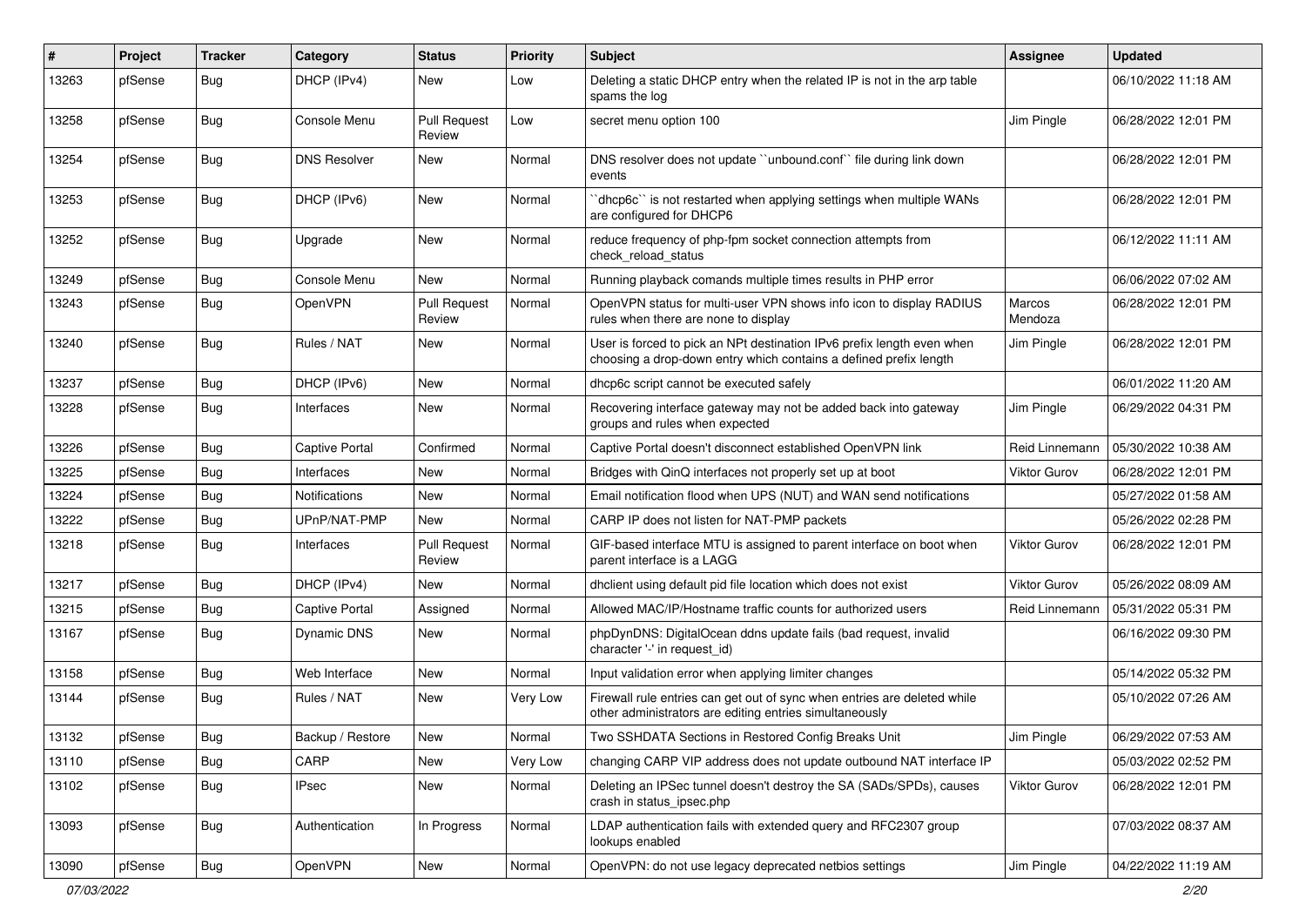| # | Project | Tracker | Category | Status | Priority | Subject | Assignee | Updated |
|---|---|---|---|---|---|---|---|---|
| 13263 | pfSense | Bug | DHCP (IPv4) | New | Low | Deleting a static DHCP entry when the related IP is not in the arp table spams the log | | 06/10/2022 11:18 AM |
| 13258 | pfSense | Bug | Console Menu | Pull Request Review | Low | secret menu option 100 | Jim Pingle | 06/28/2022 12:01 PM |
| 13254 | pfSense | Bug | DNS Resolver | New | Normal | DNS resolver does not update ``unbound.conf`` file during link down events | | 06/28/2022 12:01 PM |
| 13253 | pfSense | Bug | DHCP (IPv6) | New | Normal | ``dhcp6c`` is not restarted when applying settings when multiple WANs are configured for DHCP6 | | 06/28/2022 12:01 PM |
| 13252 | pfSense | Bug | Upgrade | New | Normal | reduce frequency of php-fpm socket connection attempts from check_reload_status | | 06/12/2022 11:11 AM |
| 13249 | pfSense | Bug | Console Menu | New | Normal | Running playback comands multiple times results in PHP error | | 06/06/2022 07:02 AM |
| 13243 | pfSense | Bug | OpenVPN | Pull Request Review | Normal | OpenVPN status for multi-user VPN shows info icon to display RADIUS rules when there are none to display | Marcos Mendoza | 06/28/2022 12:01 PM |
| 13240 | pfSense | Bug | Rules / NAT | New | Normal | User is forced to pick an NPt destination IPv6 prefix length even when choosing a drop-down entry which contains a defined prefix length | Jim Pingle | 06/28/2022 12:01 PM |
| 13237 | pfSense | Bug | DHCP (IPv6) | New | Normal | dhcp6c script cannot be executed safely | | 06/01/2022 11:20 AM |
| 13228 | pfSense | Bug | Interfaces | New | Normal | Recovering interface gateway may not be added back into gateway groups and rules when expected | Jim Pingle | 06/29/2022 04:31 PM |
| 13226 | pfSense | Bug | Captive Portal | Confirmed | Normal | Captive Portal doesn't disconnect established OpenVPN link | Reid Linnemann | 05/30/2022 10:38 AM |
| 13225 | pfSense | Bug | Interfaces | New | Normal | Bridges with QinQ interfaces not properly set up at boot | Viktor Gurov | 06/28/2022 12:01 PM |
| 13224 | pfSense | Bug | Notifications | New | Normal | Email notification flood when UPS (NUT) and WAN send notifications | | 05/27/2022 01:58 AM |
| 13222 | pfSense | Bug | UPnP/NAT-PMP | New | Normal | CARP IP does not listen for NAT-PMP packets | | 05/26/2022 02:28 PM |
| 13218 | pfSense | Bug | Interfaces | Pull Request Review | Normal | GIF-based interface MTU is assigned to parent interface on boot when parent interface is a LAGG | Viktor Gurov | 06/28/2022 12:01 PM |
| 13217 | pfSense | Bug | DHCP (IPv4) | New | Normal | dhclient using default pid file location which does not exist | Viktor Gurov | 05/26/2022 08:09 AM |
| 13215 | pfSense | Bug | Captive Portal | Assigned | Normal | Allowed MAC/IP/Hostname traffic counts for authorized users | Reid Linnemann | 05/31/2022 05:31 PM |
| 13167 | pfSense | Bug | Dynamic DNS | New | Normal | phpDynDNS: DigitalOcean ddns update fails (bad request, invalid character '-' in request_id) | | 06/16/2022 09:30 PM |
| 13158 | pfSense | Bug | Web Interface | New | Normal | Input validation error when applying limiter changes | | 05/14/2022 05:32 PM |
| 13144 | pfSense | Bug | Rules / NAT | New | Very Low | Firewall rule entries can get out of sync when entries are deleted while other administrators are editing entries simultaneously | | 05/10/2022 07:26 AM |
| 13132 | pfSense | Bug | Backup / Restore | New | Normal | Two SSHDATA Sections in Restored Config Breaks Unit | Jim Pingle | 06/29/2022 07:53 AM |
| 13110 | pfSense | Bug | CARP | New | Very Low | changing CARP VIP address does not update outbound NAT interface IP | | 05/03/2022 02:52 PM |
| 13102 | pfSense | Bug | IPsec | New | Normal | Deleting an IPSec tunnel doesn't destroy the SA (SADs/SPDs), causes crash in status_ipsec.php | Viktor Gurov | 06/28/2022 12:01 PM |
| 13093 | pfSense | Bug | Authentication | In Progress | Normal | LDAP authentication fails with extended query and RFC2307 group lookups enabled | | 07/03/2022 08:37 AM |
| 13090 | pfSense | Bug | OpenVPN | New | Normal | OpenVPN: do not use legacy deprecated netbios settings | Jim Pingle | 04/22/2022 11:19 AM |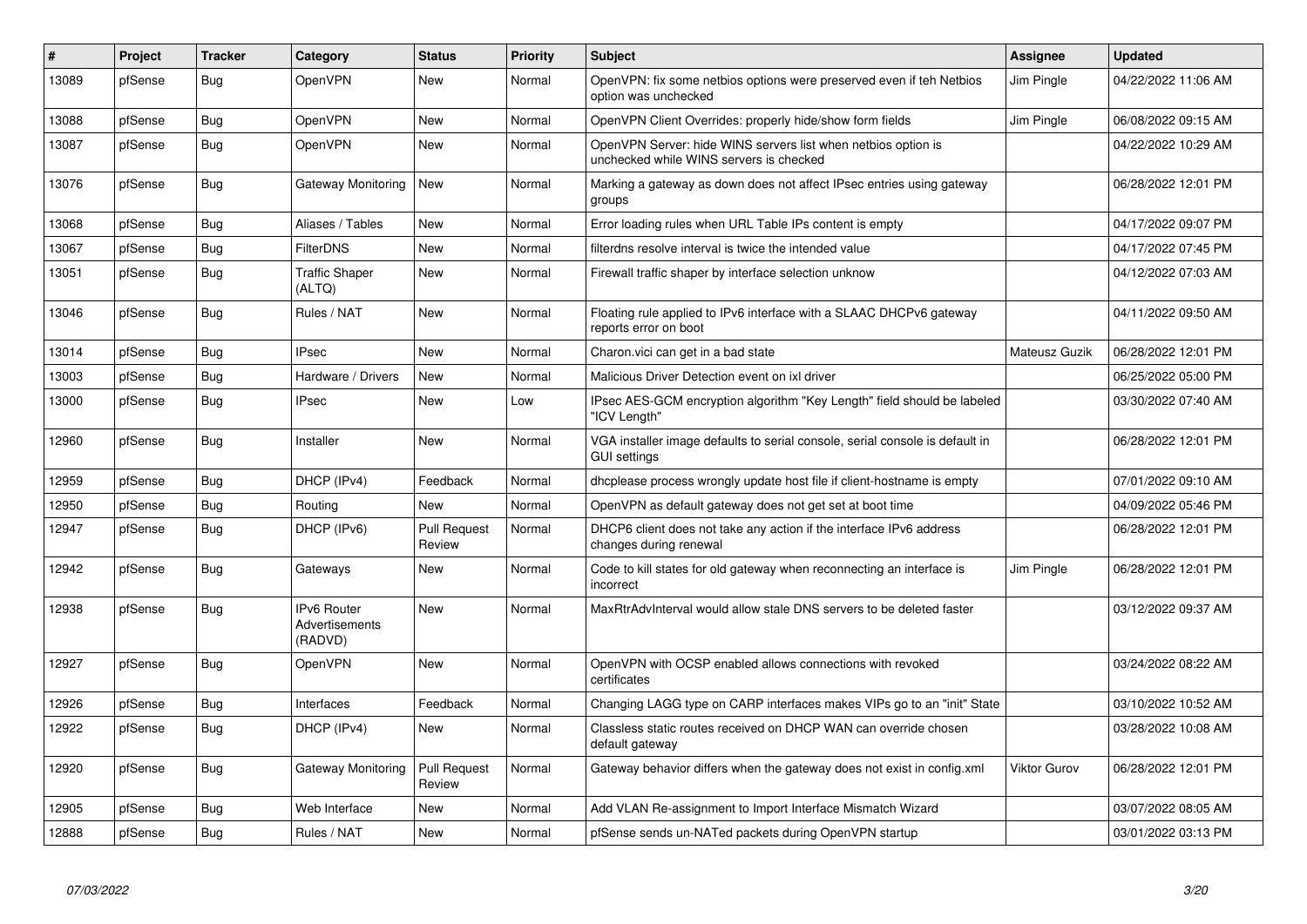| # | Project | Tracker | Category | Status | Priority | Subject | Assignee | Updated |
|---|---|---|---|---|---|---|---|---|
| 13089 | pfSense | Bug | OpenVPN | New | Normal | OpenVPN: fix some netbios options were preserved even if teh Netbios option was unchecked | Jim Pingle | 04/22/2022 11:06 AM |
| 13088 | pfSense | Bug | OpenVPN | New | Normal | OpenVPN Client Overrides: properly hide/show form fields | Jim Pingle | 06/08/2022 09:15 AM |
| 13087 | pfSense | Bug | OpenVPN | New | Normal | OpenVPN Server: hide WINS servers list when netbios option is unchecked while WINS servers is checked | | 04/22/2022 10:29 AM |
| 13076 | pfSense | Bug | Gateway Monitoring | New | Normal | Marking a gateway as down does not affect IPsec entries using gateway groups | | 06/28/2022 12:01 PM |
| 13068 | pfSense | Bug | Aliases / Tables | New | Normal | Error loading rules when URL Table IPs content is empty | | 04/17/2022 09:07 PM |
| 13067 | pfSense | Bug | FilterDNS | New | Normal | filterdns resolve interval is twice the intended value | | 04/17/2022 07:45 PM |
| 13051 | pfSense | Bug | Traffic Shaper (ALTQ) | New | Normal | Firewall traffic shaper by interface selection unknow | | 04/12/2022 07:03 AM |
| 13046 | pfSense | Bug | Rules / NAT | New | Normal | Floating rule applied to IPv6 interface with a SLAAC DHCPv6 gateway reports error on boot | | 04/11/2022 09:50 AM |
| 13014 | pfSense | Bug | IPsec | New | Normal | Charon.vici can get in a bad state | Mateusz Guzik | 06/28/2022 12:01 PM |
| 13003 | pfSense | Bug | Hardware / Drivers | New | Normal | Malicious Driver Detection event on ixl driver | | 06/25/2022 05:00 PM |
| 13000 | pfSense | Bug | IPsec | New | Low | IPsec AES-GCM encryption algorithm "Key Length" field should be labeled "ICV Length" | | 03/30/2022 07:40 AM |
| 12960 | pfSense | Bug | Installer | New | Normal | VGA installer image defaults to serial console, serial console is default in GUI settings | | 06/28/2022 12:01 PM |
| 12959 | pfSense | Bug | DHCP (IPv4) | Feedback | Normal | dhcplease process wrongly update host file if client-hostname is empty | | 07/01/2022 09:10 AM |
| 12950 | pfSense | Bug | Routing | New | Normal | OpenVPN as default gateway does not get set at boot time | | 04/09/2022 05:46 PM |
| 12947 | pfSense | Bug | DHCP (IPv6) | Pull Request Review | Normal | DHCP6 client does not take any action if the interface IPv6 address changes during renewal | | 06/28/2022 12:01 PM |
| 12942 | pfSense | Bug | Gateways | New | Normal | Code to kill states for old gateway when reconnecting an interface is incorrect | Jim Pingle | 06/28/2022 12:01 PM |
| 12938 | pfSense | Bug | IPv6 Router Advertisements (RADVD) | New | Normal | MaxRtrAdvInterval would allow stale DNS servers to be deleted faster | | 03/12/2022 09:37 AM |
| 12927 | pfSense | Bug | OpenVPN | New | Normal | OpenVPN with OCSP enabled allows connections with revoked certificates | | 03/24/2022 08:22 AM |
| 12926 | pfSense | Bug | Interfaces | Feedback | Normal | Changing LAGG type on CARP interfaces makes VIPs go to an "init" State | | 03/10/2022 10:52 AM |
| 12922 | pfSense | Bug | DHCP (IPv4) | New | Normal | Classless static routes received on DHCP WAN can override chosen default gateway | | 03/28/2022 10:08 AM |
| 12920 | pfSense | Bug | Gateway Monitoring | Pull Request Review | Normal | Gateway behavior differs when the gateway does not exist in config.xml | Viktor Gurov | 06/28/2022 12:01 PM |
| 12905 | pfSense | Bug | Web Interface | New | Normal | Add VLAN Re-assignment to Import Interface Mismatch Wizard | | 03/07/2022 08:05 AM |
| 12888 | pfSense | Bug | Rules / NAT | New | Normal | pfSense sends un-NATed packets during OpenVPN startup | | 03/01/2022 03:13 PM |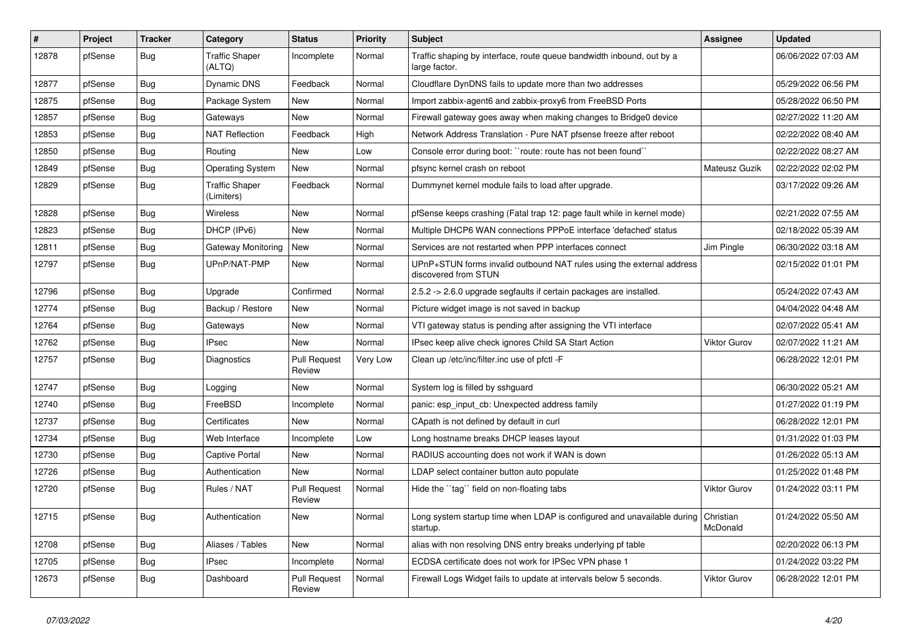| # | Project | Tracker | Category | Status | Priority | Subject | Assignee | Updated |
|---|---|---|---|---|---|---|---|---|
| 12878 | pfSense | Bug | Traffic Shaper (ALTQ) | Incomplete | Normal | Traffic shaping by interface, route queue bandwidth inbound, out by a large factor. | | 06/06/2022 07:03 AM |
| 12877 | pfSense | Bug | Dynamic DNS | Feedback | Normal | Cloudflare DynDNS fails to update more than two addresses | | 05/29/2022 06:56 PM |
| 12875 | pfSense | Bug | Package System | New | Normal | Import zabbix-agent6 and zabbix-proxy6 from FreeBSD Ports | | 05/28/2022 06:50 PM |
| 12857 | pfSense | Bug | Gateways | New | Normal | Firewall gateway goes away when making changes to Bridge0 device | | 02/27/2022 11:20 AM |
| 12853 | pfSense | Bug | NAT Reflection | Feedback | High | Network Address Translation - Pure NAT pfsense freeze after reboot | | 02/22/2022 08:40 AM |
| 12850 | pfSense | Bug | Routing | New | Low | Console error during boot: ``route: route has not been found`` | | 02/22/2022 08:27 AM |
| 12849 | pfSense | Bug | Operating System | New | Normal | pfsync kernel crash on reboot | Mateusz Guzik | 02/22/2022 02:02 PM |
| 12829 | pfSense | Bug | Traffic Shaper (Limiters) | Feedback | Normal | Dummynet kernel module fails to load after upgrade. | | 03/17/2022 09:26 AM |
| 12828 | pfSense | Bug | Wireless | New | Normal | pfSense keeps crashing (Fatal trap 12: page fault while in kernel mode) | | 02/21/2022 07:55 AM |
| 12823 | pfSense | Bug | DHCP (IPv6) | New | Normal | Multiple DHCP6 WAN connections PPPoE interface 'defached' status | | 02/18/2022 05:39 AM |
| 12811 | pfSense | Bug | Gateway Monitoring | New | Normal | Services are not restarted when PPP interfaces connect | Jim Pingle | 06/30/2022 03:18 AM |
| 12797 | pfSense | Bug | UPnP/NAT-PMP | New | Normal | UPnP+STUN forms invalid outbound NAT rules using the external address discovered from STUN | | 02/15/2022 01:01 PM |
| 12796 | pfSense | Bug | Upgrade | Confirmed | Normal | 2.5.2 -> 2.6.0 upgrade segfaults if certain packages are installed. | | 05/24/2022 07:43 AM |
| 12774 | pfSense | Bug | Backup / Restore | New | Normal | Picture widget image is not saved in backup | | 04/04/2022 04:48 AM |
| 12764 | pfSense | Bug | Gateways | New | Normal | VTI gateway status is pending after assigning the VTI interface | | 02/07/2022 05:41 AM |
| 12762 | pfSense | Bug | IPsec | New | Normal | IPsec keep alive check ignores Child SA Start Action | Viktor Gurov | 02/07/2022 11:21 AM |
| 12757 | pfSense | Bug | Diagnostics | Pull Request Review | Very Low | Clean up /etc/inc/filter.inc use of pfctl -F | | 06/28/2022 12:01 PM |
| 12747 | pfSense | Bug | Logging | New | Normal | System log is filled by sshguard | | 06/30/2022 05:21 AM |
| 12740 | pfSense | Bug | FreeBSD | Incomplete | Normal | panic: esp_input_cb: Unexpected address family | | 01/27/2022 01:19 PM |
| 12737 | pfSense | Bug | Certificates | New | Normal | CApath is not defined by default in curl | | 06/28/2022 12:01 PM |
| 12734 | pfSense | Bug | Web Interface | Incomplete | Low | Long hostname breaks DHCP leases layout | | 01/31/2022 01:03 PM |
| 12730 | pfSense | Bug | Captive Portal | New | Normal | RADIUS accounting does not work if WAN is down | | 01/26/2022 05:13 AM |
| 12726 | pfSense | Bug | Authentication | New | Normal | LDAP select container button auto populate | | 01/25/2022 01:48 PM |
| 12720 | pfSense | Bug | Rules / NAT | Pull Request Review | Normal | Hide the ``tag`` field on non-floating tabs | Viktor Gurov | 01/24/2022 03:11 PM |
| 12715 | pfSense | Bug | Authentication | New | Normal | Long system startup time when LDAP is configured and unavailable during startup. | Christian McDonald | 01/24/2022 05:50 AM |
| 12708 | pfSense | Bug | Aliases / Tables | New | Normal | alias with non resolving DNS entry breaks underlying pf table | | 02/20/2022 06:13 PM |
| 12705 | pfSense | Bug | IPsec | Incomplete | Normal | ECDSA certificate does not work for IPSec VPN phase 1 | | 01/24/2022 03:22 PM |
| 12673 | pfSense | Bug | Dashboard | Pull Request Review | Normal | Firewall Logs Widget fails to update at intervals below 5 seconds. | Viktor Gurov | 06/28/2022 12:01 PM |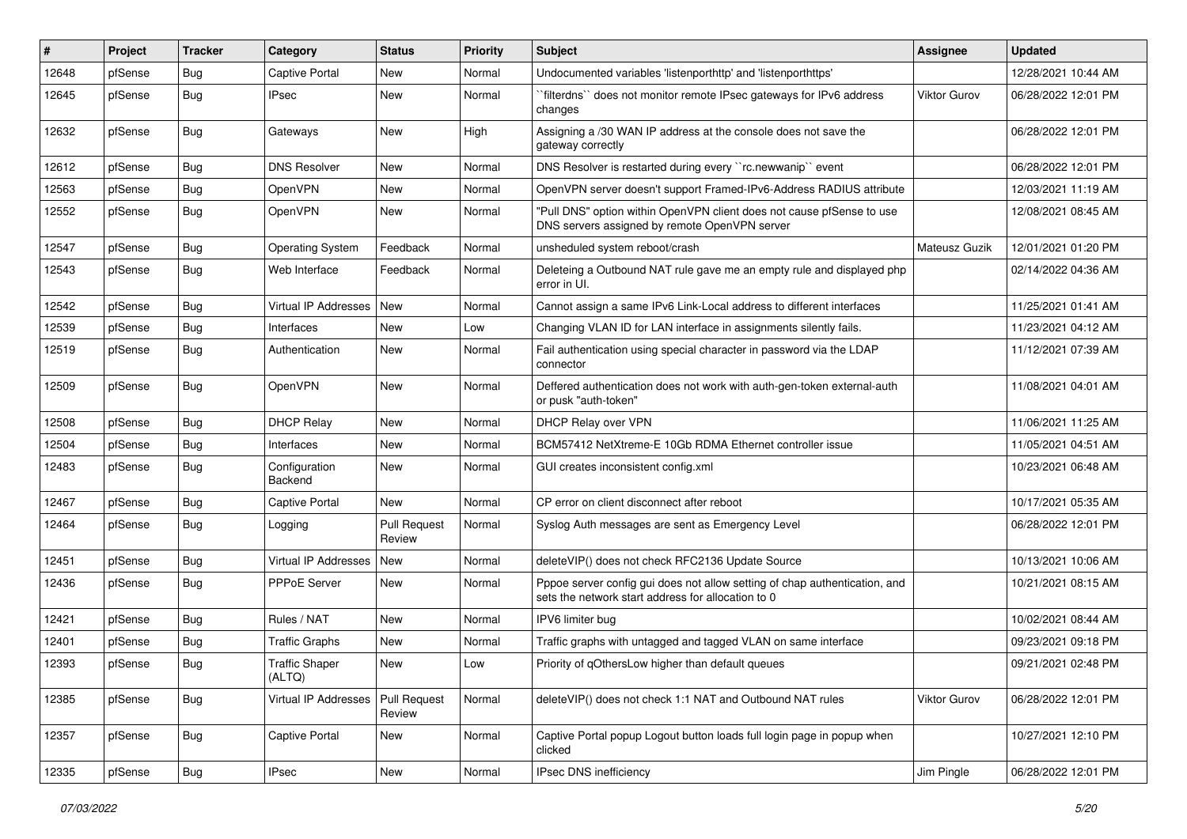| # | Project | Tracker | Category | Status | Priority | Subject | Assignee | Updated |
|---|---|---|---|---|---|---|---|---|
| 12648 | pfSense | Bug | Captive Portal | New | Normal | Undocumented variables 'listenporthttp' and 'listenporthttps' | | 12/28/2021 10:44 AM |
| 12645 | pfSense | Bug | IPsec | New | Normal | ``filterdns`` does not monitor remote IPsec gateways for IPv6 address changes | Viktor Gurov | 06/28/2022 12:01 PM |
| 12632 | pfSense | Bug | Gateways | New | High | Assigning a /30 WAN IP address at the console does not save the gateway correctly | | 06/28/2022 12:01 PM |
| 12612 | pfSense | Bug | DNS Resolver | New | Normal | DNS Resolver is restarted during every ``rc.newwanip`` event | | 06/28/2022 12:01 PM |
| 12563 | pfSense | Bug | OpenVPN | New | Normal | OpenVPN server doesn't support Framed-IPv6-Address RADIUS attribute | | 12/03/2021 11:19 AM |
| 12552 | pfSense | Bug | OpenVPN | New | Normal | "Pull DNS" option within OpenVPN client does not cause pfSense to use DNS servers assigned by remote OpenVPN server | | 12/08/2021 08:45 AM |
| 12547 | pfSense | Bug | Operating System | Feedback | Normal | unsheduled system reboot/crash | Mateusz Guzik | 12/01/2021 01:20 PM |
| 12543 | pfSense | Bug | Web Interface | Feedback | Normal | Deleteing a Outbound NAT rule gave me an empty rule and displayed php error in UI. | | 02/14/2022 04:36 AM |
| 12542 | pfSense | Bug | Virtual IP Addresses | New | Normal | Cannot assign a same IPv6 Link-Local address to different interfaces | | 11/25/2021 01:41 AM |
| 12539 | pfSense | Bug | Interfaces | New | Low | Changing VLAN ID for LAN interface in assignments silently fails. | | 11/23/2021 04:12 AM |
| 12519 | pfSense | Bug | Authentication | New | Normal | Fail authentication using special character in password via the LDAP connector | | 11/12/2021 07:39 AM |
| 12509 | pfSense | Bug | OpenVPN | New | Normal | Deffered authentication does not work with auth-gen-token external-auth or pusk "auth-token" | | 11/08/2021 04:01 AM |
| 12508 | pfSense | Bug | DHCP Relay | New | Normal | DHCP Relay over VPN | | 11/06/2021 11:25 AM |
| 12504 | pfSense | Bug | Interfaces | New | Normal | BCM57412 NetXtreme-E 10Gb RDMA Ethernet controller issue | | 11/05/2021 04:51 AM |
| 12483 | pfSense | Bug | Configuration Backend | New | Normal | GUI creates inconsistent config.xml | | 10/23/2021 06:48 AM |
| 12467 | pfSense | Bug | Captive Portal | New | Normal | CP error on client disconnect after reboot | | 10/17/2021 05:35 AM |
| 12464 | pfSense | Bug | Logging | Pull Request Review | Normal | Syslog Auth messages are sent as Emergency Level | | 06/28/2022 12:01 PM |
| 12451 | pfSense | Bug | Virtual IP Addresses | New | Normal | deleteVIP() does not check RFC2136 Update Source | | 10/13/2021 10:06 AM |
| 12436 | pfSense | Bug | PPPoE Server | New | Normal | Pppoe server config gui does not allow setting of chap authentication, and sets the network start address for allocation to 0 | | 10/21/2021 08:15 AM |
| 12421 | pfSense | Bug | Rules / NAT | New | Normal | IPV6 limiter bug | | 10/02/2021 08:44 AM |
| 12401 | pfSense | Bug | Traffic Graphs | New | Normal | Traffic graphs with untagged and tagged VLAN on same interface | | 09/23/2021 09:18 PM |
| 12393 | pfSense | Bug | Traffic Shaper (ALTQ) | New | Low | Priority of qOthersLow higher than default queues | | 09/21/2021 02:48 PM |
| 12385 | pfSense | Bug | Virtual IP Addresses | Pull Request Review | Normal | deleteVIP() does not check 1:1 NAT and Outbound NAT rules | Viktor Gurov | 06/28/2022 12:01 PM |
| 12357 | pfSense | Bug | Captive Portal | New | Normal | Captive Portal popup Logout button loads full login page in popup when clicked | | 10/27/2021 12:10 PM |
| 12335 | pfSense | Bug | IPsec | New | Normal | IPsec DNS inefficiency | Jim Pingle | 06/28/2022 12:01 PM |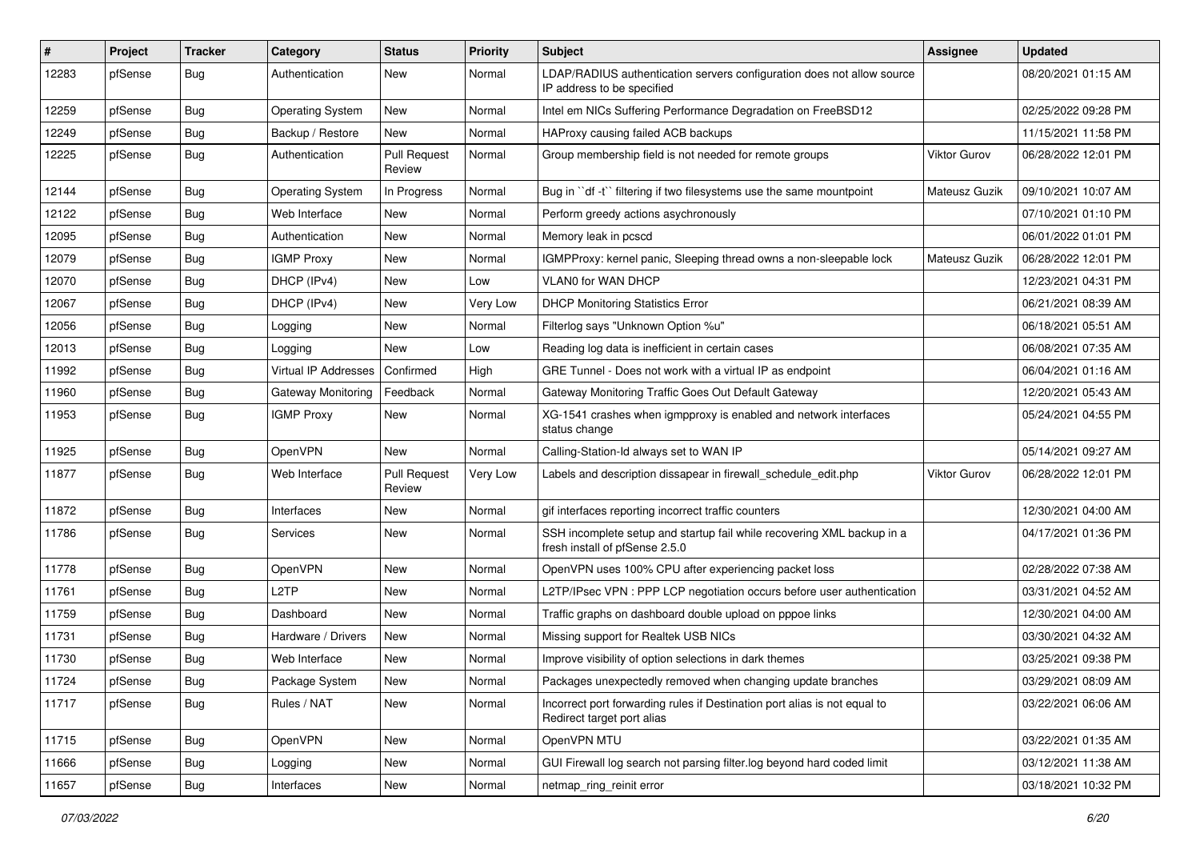| # | Project | Tracker | Category | Status | Priority | Subject | Assignee | Updated |
|---|---|---|---|---|---|---|---|---|
| 12283 | pfSense | Bug | Authentication | New | Normal | LDAP/RADIUS authentication servers configuration does not allow source IP address to be specified | | 08/20/2021 01:15 AM |
| 12259 | pfSense | Bug | Operating System | New | Normal | Intel em NICs Suffering Performance Degradation on FreeBSD12 | | 02/25/2022 09:28 PM |
| 12249 | pfSense | Bug | Backup / Restore | New | Normal | HAProxy causing failed ACB backups | | 11/15/2021 11:58 PM |
| 12225 | pfSense | Bug | Authentication | Pull Request Review | Normal | Group membership field is not needed for remote groups | Viktor Gurov | 06/28/2022 12:01 PM |
| 12144 | pfSense | Bug | Operating System | In Progress | Normal | Bug in ``df -t`` filtering if two filesystems use the same mountpoint | Mateusz Guzik | 09/10/2021 10:07 AM |
| 12122 | pfSense | Bug | Web Interface | New | Normal | Perform greedy actions asychronously | | 07/10/2021 01:10 PM |
| 12095 | pfSense | Bug | Authentication | New | Normal | Memory leak in pcscd | | 06/01/2022 01:01 PM |
| 12079 | pfSense | Bug | IGMP Proxy | New | Normal | IGMPProxy: kernel panic, Sleeping thread owns a non-sleepable lock | Mateusz Guzik | 06/28/2022 12:01 PM |
| 12070 | pfSense | Bug | DHCP (IPv4) | New | Low | VLAN0 for WAN DHCP | | 12/23/2021 04:31 PM |
| 12067 | pfSense | Bug | DHCP (IPv4) | New | Very Low | DHCP Monitoring Statistics Error | | 06/21/2021 08:39 AM |
| 12056 | pfSense | Bug | Logging | New | Normal | Filterlog says "Unknown Option %u" | | 06/18/2021 05:51 AM |
| 12013 | pfSense | Bug | Logging | New | Low | Reading log data is inefficient in certain cases | | 06/08/2021 07:35 AM |
| 11992 | pfSense | Bug | Virtual IP Addresses | Confirmed | High | GRE Tunnel - Does not work with a virtual IP as endpoint | | 06/04/2021 01:16 AM |
| 11960 | pfSense | Bug | Gateway Monitoring | Feedback | Normal | Gateway Monitoring Traffic Goes Out Default Gateway | | 12/20/2021 05:43 AM |
| 11953 | pfSense | Bug | IGMP Proxy | New | Normal | XG-1541 crashes when igmpproxy is enabled and network interfaces status change | | 05/24/2021 04:55 PM |
| 11925 | pfSense | Bug | OpenVPN | New | Normal | Calling-Station-Id always set to WAN IP | | 05/14/2021 09:27 AM |
| 11877 | pfSense | Bug | Web Interface | Pull Request Review | Very Low | Labels and description dissapear in firewall_schedule_edit.php | Viktor Gurov | 06/28/2022 12:01 PM |
| 11872 | pfSense | Bug | Interfaces | New | Normal | gif interfaces reporting incorrect traffic counters | | 12/30/2021 04:00 AM |
| 11786 | pfSense | Bug | Services | New | Normal | SSH incomplete setup and startup fail while recovering XML backup in a fresh install of pfSense 2.5.0 | | 04/17/2021 01:36 PM |
| 11778 | pfSense | Bug | OpenVPN | New | Normal | OpenVPN uses 100% CPU after experiencing packet loss | | 02/28/2022 07:38 AM |
| 11761 | pfSense | Bug | L2TP | New | Normal | L2TP/IPsec VPN : PPP LCP negotiation occurs before user authentication | | 03/31/2021 04:52 AM |
| 11759 | pfSense | Bug | Dashboard | New | Normal | Traffic graphs on dashboard double upload on pppoe links | | 12/30/2021 04:00 AM |
| 11731 | pfSense | Bug | Hardware / Drivers | New | Normal | Missing support for Realtek USB NICs | | 03/30/2021 04:32 AM |
| 11730 | pfSense | Bug | Web Interface | New | Normal | Improve visibility of option selections in dark themes | | 03/25/2021 09:38 PM |
| 11724 | pfSense | Bug | Package System | New | Normal | Packages unexpectedly removed when changing update branches | | 03/29/2021 08:09 AM |
| 11717 | pfSense | Bug | Rules / NAT | New | Normal | Incorrect port forwarding rules if Destination port alias is not equal to Redirect target port alias | | 03/22/2021 06:06 AM |
| 11715 | pfSense | Bug | OpenVPN | New | Normal | OpenVPN MTU | | 03/22/2021 01:35 AM |
| 11666 | pfSense | Bug | Logging | New | Normal | GUI Firewall log search not parsing filter.log beyond hard coded limit | | 03/12/2021 11:38 AM |
| 11657 | pfSense | Bug | Interfaces | New | Normal | netmap_ring_reinit error | | 03/18/2021 10:32 PM |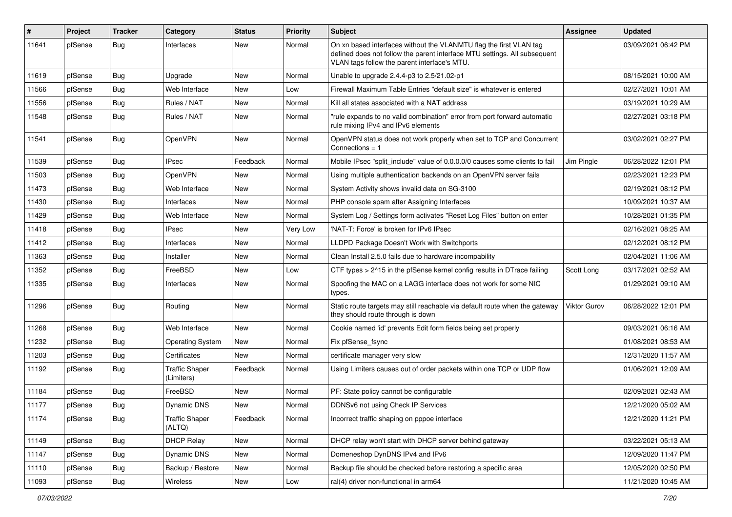| # | Project | Tracker | Category | Status | Priority | Subject | Assignee | Updated |
|---|---|---|---|---|---|---|---|---|
| 11641 | pfSense | Bug | Interfaces | New | Normal | On xn based interfaces without the VLANMTU flag the first VLAN tag defined does not follow the parent interface MTU settings. All subsequent VLAN tags follow the parent interface's MTU. | | 03/09/2021 06:42 PM |
| 11619 | pfSense | Bug | Upgrade | New | Normal | Unable to upgrade 2.4.4-p3 to 2.5/21.02-p1 | | 08/15/2021 10:00 AM |
| 11566 | pfSense | Bug | Web Interface | New | Low | Firewall Maximum Table Entries "default size" is whatever is entered | | 02/27/2021 10:01 AM |
| 11556 | pfSense | Bug | Rules / NAT | New | Normal | Kill all states associated with a NAT address | | 03/19/2021 10:29 AM |
| 11548 | pfSense | Bug | Rules / NAT | New | Normal | "rule expands to no valid combination" error from port forward automatic rule mixing IPv4 and IPv6 elements | | 02/27/2021 03:18 PM |
| 11541 | pfSense | Bug | OpenVPN | New | Normal | OpenVPN status does not work properly when set to TCP and Concurrent Connections = 1 | | 03/02/2021 02:27 PM |
| 11539 | pfSense | Bug | IPsec | Feedback | Normal | Mobile IPsec "split_include" value of 0.0.0.0/0 causes some clients to fail | Jim Pingle | 06/28/2022 12:01 PM |
| 11503 | pfSense | Bug | OpenVPN | New | Normal | Using multiple authentication backends on an OpenVPN server fails | | 02/23/2021 12:23 PM |
| 11473 | pfSense | Bug | Web Interface | New | Normal | System Activity shows invalid data on SG-3100 | | 02/19/2021 08:12 PM |
| 11430 | pfSense | Bug | Interfaces | New | Normal | PHP console spam after Assigning Interfaces | | 10/09/2021 10:37 AM |
| 11429 | pfSense | Bug | Web Interface | New | Normal | System Log / Settings form activates "Reset Log Files" button on enter | | 10/28/2021 01:35 PM |
| 11418 | pfSense | Bug | IPsec | New | Very Low | 'NAT-T: Force' is broken for IPv6 IPsec | | 02/16/2021 08:25 AM |
| 11412 | pfSense | Bug | Interfaces | New | Normal | LLDPD Package Doesn't Work with Switchports | | 02/12/2021 08:12 PM |
| 11363 | pfSense | Bug | Installer | New | Normal | Clean Install 2.5.0 fails due to hardware incompability | | 02/04/2021 11:06 AM |
| 11352 | pfSense | Bug | FreeBSD | New | Low | CTF types > 2^15 in the pfSense kernel config results in DTrace failing | Scott Long | 03/17/2021 02:52 AM |
| 11335 | pfSense | Bug | Interfaces | New | Normal | Spoofing the MAC on a LAGG interface does not work for some NIC types. | | 01/29/2021 09:10 AM |
| 11296 | pfSense | Bug | Routing | New | Normal | Static route targets may still reachable via default route when the gateway they should route through is down | Viktor Gurov | 06/28/2022 12:01 PM |
| 11268 | pfSense | Bug | Web Interface | New | Normal | Cookie named 'id' prevents Edit form fields being set properly | | 09/03/2021 06:16 AM |
| 11232 | pfSense | Bug | Operating System | New | Normal | Fix pfSense_fsync | | 01/08/2021 08:53 AM |
| 11203 | pfSense | Bug | Certificates | New | Normal | certificate manager very slow | | 12/31/2020 11:57 AM |
| 11192 | pfSense | Bug | Traffic Shaper (Limiters) | Feedback | Normal | Using Limiters causes out of order packets within one TCP or UDP flow | | 01/06/2021 12:09 AM |
| 11184 | pfSense | Bug | FreeBSD | New | Normal | PF: State policy cannot be configurable | | 02/09/2021 02:43 AM |
| 11177 | pfSense | Bug | Dynamic DNS | New | Normal | DDNSv6 not using Check IP Services | | 12/21/2020 05:02 AM |
| 11174 | pfSense | Bug | Traffic Shaper (ALTQ) | Feedback | Normal | Incorrect traffic shaping on pppoe interface | | 12/21/2020 11:21 PM |
| 11149 | pfSense | Bug | DHCP Relay | New | Normal | DHCP relay won't start with DHCP server behind gateway | | 03/22/2021 05:13 AM |
| 11147 | pfSense | Bug | Dynamic DNS | New | Normal | Domeneshop DynDNS IPv4 and IPv6 | | 12/09/2020 11:47 PM |
| 11110 | pfSense | Bug | Backup / Restore | New | Normal | Backup file should be checked before restoring a specific area | | 12/05/2020 02:50 PM |
| 11093 | pfSense | Bug | Wireless | New | Low | ral(4) driver non-functional in arm64 | | 11/21/2020 10:45 AM |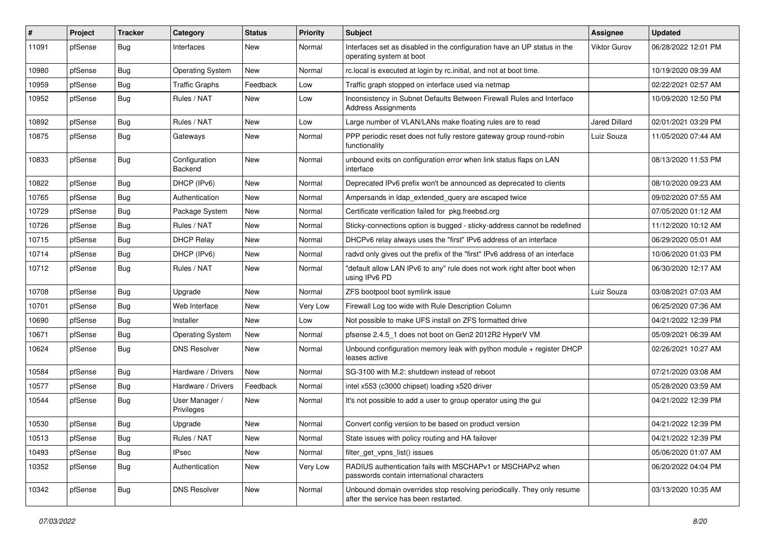| # | Project | Tracker | Category | Status | Priority | Subject | Assignee | Updated |
|---|---|---|---|---|---|---|---|---|
| 11091 | pfSense | Bug | Interfaces | New | Normal | Interfaces set as disabled in the configuration have an UP status in the operating system at boot | Viktor Gurov | 06/28/2022 12:01 PM |
| 10980 | pfSense | Bug | Operating System | New | Normal | rc.local is executed at login by rc.initial, and not at boot time. | | 10/19/2020 09:39 AM |
| 10959 | pfSense | Bug | Traffic Graphs | Feedback | Low | Traffic graph stopped on interface used via netmap | | 02/22/2021 02:57 AM |
| 10952 | pfSense | Bug | Rules / NAT | New | Low | Inconsistency in Subnet Defaults Between Firewall Rules and Interface Address Assignments | | 10/09/2020 12:50 PM |
| 10892 | pfSense | Bug | Rules / NAT | New | Low | Large number of VLAN/LANs make floating rules are to read | Jared Dillard | 02/01/2021 03:29 PM |
| 10875 | pfSense | Bug | Gateways | New | Normal | PPP periodic reset does not fully restore gateway group round-robin functionality | Luiz Souza | 11/05/2020 07:44 AM |
| 10833 | pfSense | Bug | Configuration Backend | New | Normal | unbound exits on configuration error when link status flaps on LAN interface | | 08/13/2020 11:53 PM |
| 10822 | pfSense | Bug | DHCP (IPv6) | New | Normal | Deprecated IPv6 prefix won't be announced as deprecated to clients | | 08/10/2020 09:23 AM |
| 10765 | pfSense | Bug | Authentication | New | Normal | Ampersands in ldap_extended_query are escaped twice | | 09/02/2020 07:55 AM |
| 10729 | pfSense | Bug | Package System | New | Normal | Certificate verification failed for pkg.freebsd.org | | 07/05/2020 01:12 AM |
| 10726 | pfSense | Bug | Rules / NAT | New | Normal | Sticky-connections option is bugged - sticky-address cannot be redefined | | 11/12/2020 10:12 AM |
| 10715 | pfSense | Bug | DHCP Relay | New | Normal | DHCPv6 relay always uses the "first" IPv6 address of an interface | | 06/29/2020 05:01 AM |
| 10714 | pfSense | Bug | DHCP (IPv6) | New | Normal | radvd only gives out the prefix of the "first" IPv6 address of an interface | | 10/06/2020 01:03 PM |
| 10712 | pfSense | Bug | Rules / NAT | New | Normal | "default allow LAN IPv6 to any" rule does not work right after boot when using IPv6 PD | | 06/30/2020 12:17 AM |
| 10708 | pfSense | Bug | Upgrade | New | Normal | ZFS bootpool boot symlink issue | Luiz Souza | 03/08/2021 07:03 AM |
| 10701 | pfSense | Bug | Web Interface | New | Very Low | Firewall Log too wide with Rule Description Column | | 06/25/2020 07:36 AM |
| 10690 | pfSense | Bug | Installer | New | Low | Not possible to make UFS install on ZFS formatted drive | | 04/21/2022 12:39 PM |
| 10671 | pfSense | Bug | Operating System | New | Normal | pfsense 2.4.5_1 does not boot on Gen2 2012R2 HyperV VM | | 05/09/2021 06:39 AM |
| 10624 | pfSense | Bug | DNS Resolver | New | Normal | Unbound configuration memory leak with python module + register DHCP leases active | | 02/26/2021 10:27 AM |
| 10584 | pfSense | Bug | Hardware / Drivers | New | Normal | SG-3100 with M.2: shutdown instead of reboot | | 07/21/2020 03:08 AM |
| 10577 | pfSense | Bug | Hardware / Drivers | Feedback | Normal | intel x553 (c3000 chipset) loading x520 driver | | 05/28/2020 03:59 AM |
| 10544 | pfSense | Bug | User Manager / Privileges | New | Normal | It's not possible to add a user to group operator using the gui | | 04/21/2022 12:39 PM |
| 10530 | pfSense | Bug | Upgrade | New | Normal | Convert config version to be based on product version | | 04/21/2022 12:39 PM |
| 10513 | pfSense | Bug | Rules / NAT | New | Normal | State issues with policy routing and HA failover | | 04/21/2022 12:39 PM |
| 10493 | pfSense | Bug | IPsec | New | Normal | filter_get_vpns_list() issues | | 05/06/2020 01:07 AM |
| 10352 | pfSense | Bug | Authentication | New | Very Low | RADIUS authentication fails with MSCHAPv1 or MSCHAPv2 when passwords contain international characters | | 06/20/2022 04:04 PM |
| 10342 | pfSense | Bug | DNS Resolver | New | Normal | Unbound domain overrides stop resolving periodically. They only resume after the service has been restarted. | | 03/13/2020 10:35 AM |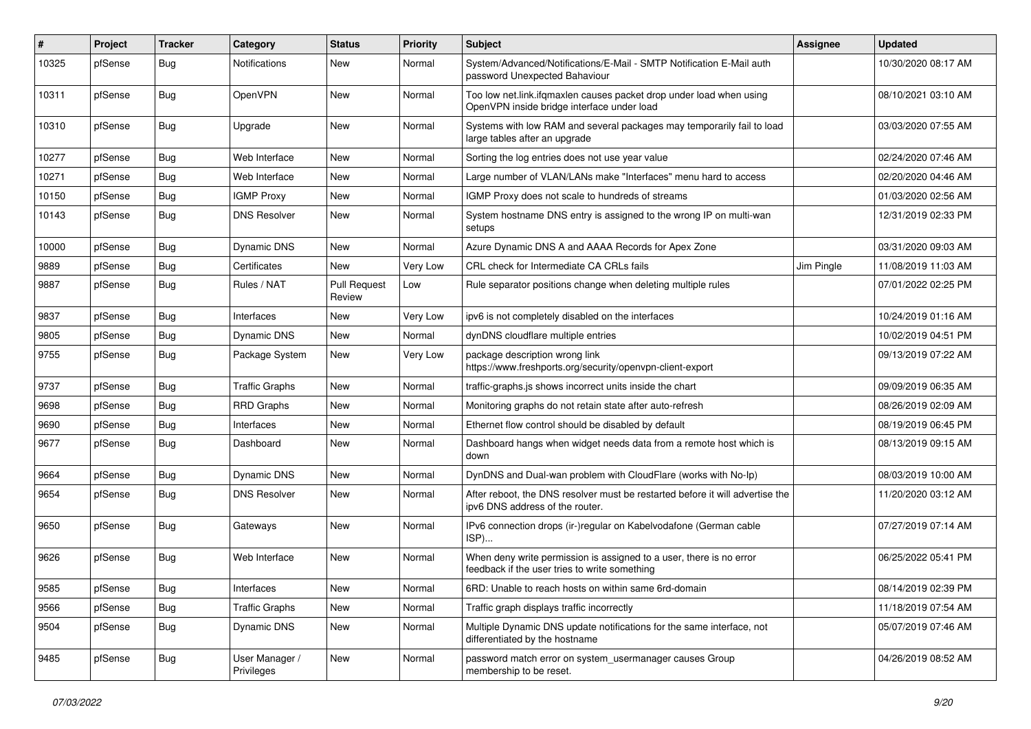| # | Project | Tracker | Category | Status | Priority | Subject | Assignee | Updated |
|---|---|---|---|---|---|---|---|---|
| 10325 | pfSense | Bug | Notifications | New | Normal | System/Advanced/Notifications/E-Mail - SMTP Notification E-Mail auth password Unexpected Bahaviour | | 10/30/2020 08:17 AM |
| 10311 | pfSense | Bug | OpenVPN | New | Normal | Too low net.link.ifqmaxlen causes packet drop under load when using OpenVPN inside bridge interface under load | | 08/10/2021 03:10 AM |
| 10310 | pfSense | Bug | Upgrade | New | Normal | Systems with low RAM and several packages may temporarily fail to load large tables after an upgrade | | 03/03/2020 07:55 AM |
| 10277 | pfSense | Bug | Web Interface | New | Normal | Sorting the log entries does not use year value | | 02/24/2020 07:46 AM |
| 10271 | pfSense | Bug | Web Interface | New | Normal | Large number of VLAN/LANs make "Interfaces" menu hard to access | | 02/20/2020 04:46 AM |
| 10150 | pfSense | Bug | IGMP Proxy | New | Normal | IGMP Proxy does not scale to hundreds of streams | | 01/03/2020 02:56 AM |
| 10143 | pfSense | Bug | DNS Resolver | New | Normal | System hostname DNS entry is assigned to the wrong IP on multi-wan setups | | 12/31/2019 02:33 PM |
| 10000 | pfSense | Bug | Dynamic DNS | New | Normal | Azure Dynamic DNS A and AAAA Records for Apex Zone | | 03/31/2020 09:03 AM |
| 9889 | pfSense | Bug | Certificates | New | Very Low | CRL check for Intermediate CA CRLs fails | Jim Pingle | 11/08/2019 11:03 AM |
| 9887 | pfSense | Bug | Rules / NAT | Pull Request Review | Low | Rule separator positions change when deleting multiple rules | | 07/01/2022 02:25 PM |
| 9837 | pfSense | Bug | Interfaces | New | Very Low | ipv6 is not completely disabled on the interfaces | | 10/24/2019 01:16 AM |
| 9805 | pfSense | Bug | Dynamic DNS | New | Normal | dynDNS cloudflare multiple entries | | 10/02/2019 04:51 PM |
| 9755 | pfSense | Bug | Package System | New | Very Low | package description wrong link https://www.freshports.org/security/openvpn-client-export | | 09/13/2019 07:22 AM |
| 9737 | pfSense | Bug | Traffic Graphs | New | Normal | traffic-graphs.js shows incorrect units inside the chart | | 09/09/2019 06:35 AM |
| 9698 | pfSense | Bug | RRD Graphs | New | Normal | Monitoring graphs do not retain state after auto-refresh | | 08/26/2019 02:09 AM |
| 9690 | pfSense | Bug | Interfaces | New | Normal | Ethernet flow control should be disabled by default | | 08/19/2019 06:45 PM |
| 9677 | pfSense | Bug | Dashboard | New | Normal | Dashboard hangs when widget needs data from a remote host which is down | | 08/13/2019 09:15 AM |
| 9664 | pfSense | Bug | Dynamic DNS | New | Normal | DynDNS and Dual-wan problem with CloudFlare (works with No-Ip) | | 08/03/2019 10:00 AM |
| 9654 | pfSense | Bug | DNS Resolver | New | Normal | After reboot, the DNS resolver must be restarted before it will advertise the ipv6 DNS address of the router. | | 11/20/2020 03:12 AM |
| 9650 | pfSense | Bug | Gateways | New | Normal | IPv6 connection drops (ir-)regular on Kabelvodafone (German cable ISP)... | | 07/27/2019 07:14 AM |
| 9626 | pfSense | Bug | Web Interface | New | Normal | When deny write permission is assigned to a user, there is no error feedback if the user tries to write something | | 06/25/2022 05:41 PM |
| 9585 | pfSense | Bug | Interfaces | New | Normal | 6RD: Unable to reach hosts on within same 6rd-domain | | 08/14/2019 02:39 PM |
| 9566 | pfSense | Bug | Traffic Graphs | New | Normal | Traffic graph displays traffic incorrectly | | 11/18/2019 07:54 AM |
| 9504 | pfSense | Bug | Dynamic DNS | New | Normal | Multiple Dynamic DNS update notifications for the same interface, not differentiated by the hostname | | 05/07/2019 07:46 AM |
| 9485 | pfSense | Bug | User Manager / Privileges | New | Normal | password match error on system_usermanager causes Group membership to be reset. | | 04/26/2019 08:52 AM |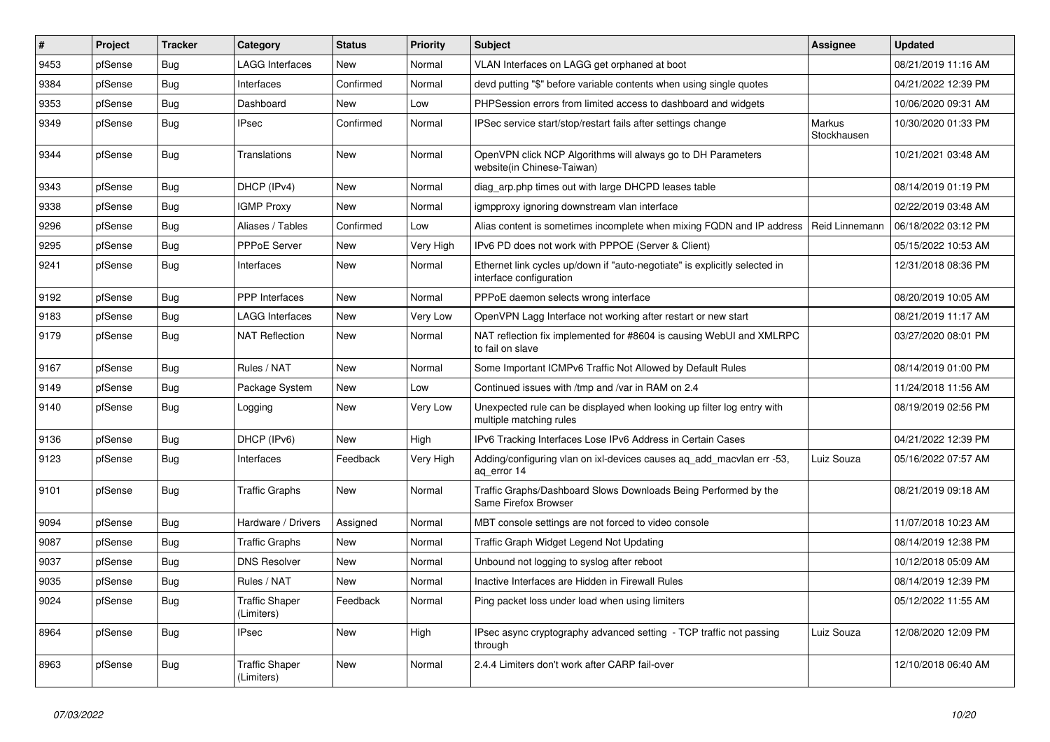| # | Project | Tracker | Category | Status | Priority | Subject | Assignee | Updated |
|---|---|---|---|---|---|---|---|---|
| 9453 | pfSense | Bug | LAGG Interfaces | New | Normal | VLAN Interfaces on LAGG get orphaned at boot | | 08/21/2019 11:16 AM |
| 9384 | pfSense | Bug | Interfaces | Confirmed | Normal | devd putting "$" before variable contents when using single quotes | | 04/21/2022 12:39 PM |
| 9353 | pfSense | Bug | Dashboard | New | Low | PHPSession errors from limited access to dashboard and widgets | | 10/06/2020 09:31 AM |
| 9349 | pfSense | Bug | IPsec | Confirmed | Normal | IPSec service start/stop/restart fails after settings change | Markus Stockhausen | 10/30/2020 01:33 PM |
| 9344 | pfSense | Bug | Translations | New | Normal | OpenVPN click NCP Algorithms will always go to DH Parameters website(in Chinese-Taiwan) | | 10/21/2021 03:48 AM |
| 9343 | pfSense | Bug | DHCP (IPv4) | New | Normal | diag_arp.php times out with large DHCPD leases table | | 08/14/2019 01:19 PM |
| 9338 | pfSense | Bug | IGMP Proxy | New | Normal | igmpproxy ignoring downstream vlan interface | | 02/22/2019 03:48 AM |
| 9296 | pfSense | Bug | Aliases / Tables | Confirmed | Low | Alias content is sometimes incomplete when mixing FQDN and IP address | Reid Linnemann | 06/18/2022 03:12 PM |
| 9295 | pfSense | Bug | PPPoE Server | New | Very High | IPv6 PD does not work with PPPOE (Server & Client) | | 05/15/2022 10:53 AM |
| 9241 | pfSense | Bug | Interfaces | New | Normal | Ethernet link cycles up/down if "auto-negotiate" is explicitly selected in interface configuration | | 12/31/2018 08:36 PM |
| 9192 | pfSense | Bug | PPP Interfaces | New | Normal | PPPoE daemon selects wrong interface | | 08/20/2019 10:05 AM |
| 9183 | pfSense | Bug | LAGG Interfaces | New | Very Low | OpenVPN Lagg Interface not working after restart or new start | | 08/21/2019 11:17 AM |
| 9179 | pfSense | Bug | NAT Reflection | New | Normal | NAT reflection fix implemented for #8604 is causing WebUI and XMLRPC to fail on slave | | 03/27/2020 08:01 PM |
| 9167 | pfSense | Bug | Rules / NAT | New | Normal | Some Important ICMPv6 Traffic Not Allowed by Default Rules | | 08/14/2019 01:00 PM |
| 9149 | pfSense | Bug | Package System | New | Low | Continued issues with /tmp and /var in RAM on 2.4 | | 11/24/2018 11:56 AM |
| 9140 | pfSense | Bug | Logging | New | Very Low | Unexpected rule can be displayed when looking up filter log entry with multiple matching rules | | 08/19/2019 02:56 PM |
| 9136 | pfSense | Bug | DHCP (IPv6) | New | High | IPv6 Tracking Interfaces Lose IPv6 Address in Certain Cases | | 04/21/2022 12:39 PM |
| 9123 | pfSense | Bug | Interfaces | Feedback | Very High | Adding/configuring vlan on ixl-devices causes aq_add_macvlan err -53, aq_error 14 | Luiz Souza | 05/16/2022 07:57 AM |
| 9101 | pfSense | Bug | Traffic Graphs | New | Normal | Traffic Graphs/Dashboard Slows Downloads Being Performed by the Same Firefox Browser | | 08/21/2019 09:18 AM |
| 9094 | pfSense | Bug | Hardware / Drivers | Assigned | Normal | MBT console settings are not forced to video console | | 11/07/2018 10:23 AM |
| 9087 | pfSense | Bug | Traffic Graphs | New | Normal | Traffic Graph Widget Legend Not Updating | | 08/14/2019 12:38 PM |
| 9037 | pfSense | Bug | DNS Resolver | New | Normal | Unbound not logging to syslog after reboot | | 10/12/2018 05:09 AM |
| 9035 | pfSense | Bug | Rules / NAT | New | Normal | Inactive Interfaces are Hidden in Firewall Rules | | 08/14/2019 12:39 PM |
| 9024 | pfSense | Bug | Traffic Shaper (Limiters) | Feedback | Normal | Ping packet loss under load when using limiters | | 05/12/2022 11:55 AM |
| 8964 | pfSense | Bug | IPsec | New | High | IPsec async cryptography advanced setting - TCP traffic not passing through | Luiz Souza | 12/08/2020 12:09 PM |
| 8963 | pfSense | Bug | Traffic Shaper (Limiters) | New | Normal | 2.4.4 Limiters don't work after CARP fail-over | | 12/10/2018 06:40 AM |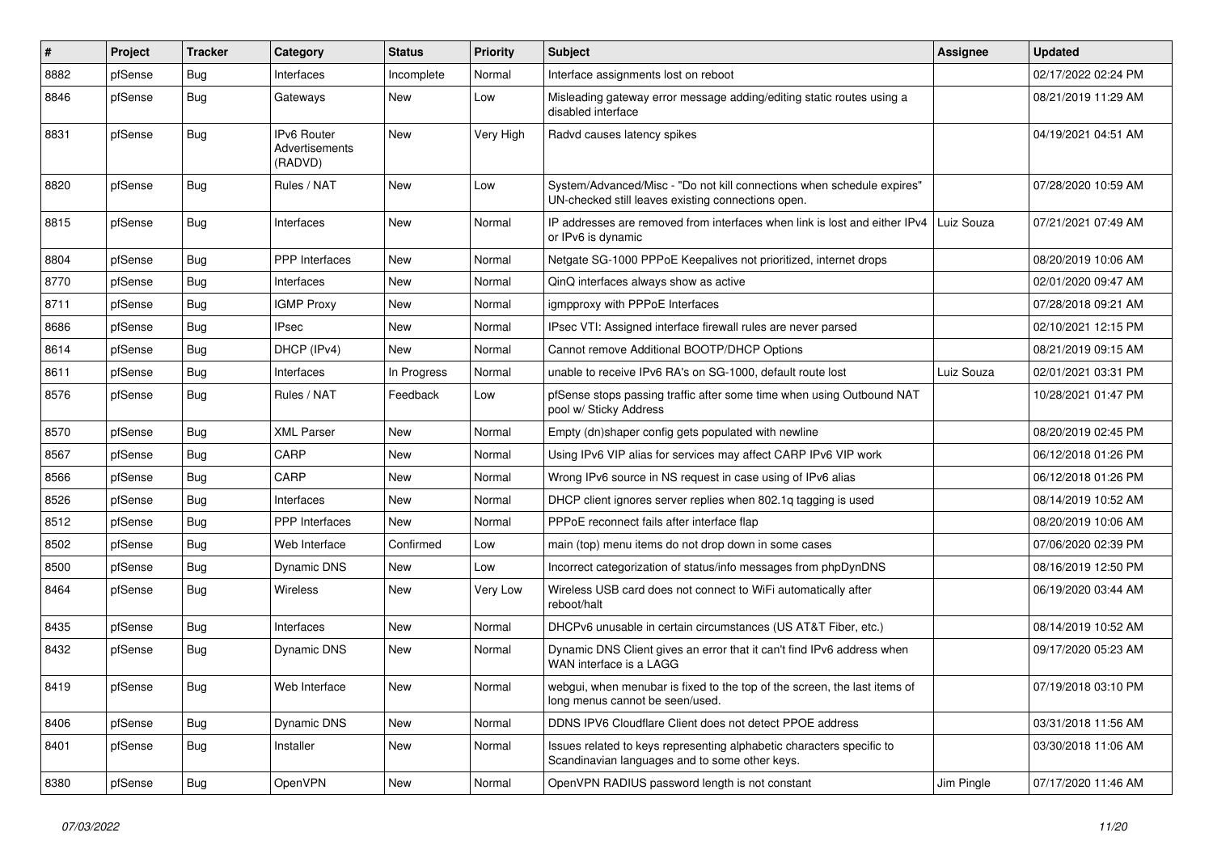| # | Project | Tracker | Category | Status | Priority | Subject | Assignee | Updated |
|---|---|---|---|---|---|---|---|---|
| 8882 | pfSense | Bug | Interfaces | Incomplete | Normal | Interface assignments lost on reboot | | 02/17/2022 02:24 PM |
| 8846 | pfSense | Bug | Gateways | New | Low | Misleading gateway error message adding/editing static routes using a disabled interface | | 08/21/2019 11:29 AM |
| 8831 | pfSense | Bug | IPv6 Router Advertisements (RADVD) | New | Very High | Radvd causes latency spikes | | 04/19/2021 04:51 AM |
| 8820 | pfSense | Bug | Rules / NAT | New | Low | System/Advanced/Misc - "Do not kill connections when schedule expires" UN-checked still leaves existing connections open. | | 07/28/2020 10:59 AM |
| 8815 | pfSense | Bug | Interfaces | New | Normal | IP addresses are removed from interfaces when link is lost and either IPv4 or IPv6 is dynamic | Luiz Souza | 07/21/2021 07:49 AM |
| 8804 | pfSense | Bug | PPP Interfaces | New | Normal | Netgate SG-1000 PPPoE Keepalives not prioritized, internet drops | | 08/20/2019 10:06 AM |
| 8770 | pfSense | Bug | Interfaces | New | Normal | QinQ interfaces always show as active | | 02/01/2020 09:47 AM |
| 8711 | pfSense | Bug | IGMP Proxy | New | Normal | igmpproxy with PPPoE Interfaces | | 07/28/2018 09:21 AM |
| 8686 | pfSense | Bug | IPsec | New | Normal | IPsec VTI: Assigned interface firewall rules are never parsed | | 02/10/2021 12:15 PM |
| 8614 | pfSense | Bug | DHCP (IPv4) | New | Normal | Cannot remove Additional BOOTP/DHCP Options | | 08/21/2019 09:15 AM |
| 8611 | pfSense | Bug | Interfaces | In Progress | Normal | unable to receive IPv6 RA's on SG-1000, default route lost | Luiz Souza | 02/01/2021 03:31 PM |
| 8576 | pfSense | Bug | Rules / NAT | Feedback | Low | pfSense stops passing traffic after some time when using Outbound NAT pool w/ Sticky Address | | 10/28/2021 01:47 PM |
| 8570 | pfSense | Bug | XML Parser | New | Normal | Empty (dn)shaper config gets populated with newline | | 08/20/2019 02:45 PM |
| 8567 | pfSense | Bug | CARP | New | Normal | Using IPv6 VIP alias for services may affect CARP IPv6 VIP work | | 06/12/2018 01:26 PM |
| 8566 | pfSense | Bug | CARP | New | Normal | Wrong IPv6 source in NS request in case using of IPv6 alias | | 06/12/2018 01:26 PM |
| 8526 | pfSense | Bug | Interfaces | New | Normal | DHCP client ignores server replies when 802.1q tagging is used | | 08/14/2019 10:52 AM |
| 8512 | pfSense | Bug | PPP Interfaces | New | Normal | PPPoE reconnect fails after interface flap | | 08/20/2019 10:06 AM |
| 8502 | pfSense | Bug | Web Interface | Confirmed | Low | main (top) menu items do not drop down in some cases | | 07/06/2020 02:39 PM |
| 8500 | pfSense | Bug | Dynamic DNS | New | Low | Incorrect categorization of status/info messages from phpDynDNS | | 08/16/2019 12:50 PM |
| 8464 | pfSense | Bug | Wireless | New | Very Low | Wireless USB card does not connect to WiFi automatically after reboot/halt | | 06/19/2020 03:44 AM |
| 8435 | pfSense | Bug | Interfaces | New | Normal | DHCPv6 unusable in certain circumstances (US AT&T Fiber, etc.) | | 08/14/2019 10:52 AM |
| 8432 | pfSense | Bug | Dynamic DNS | New | Normal | Dynamic DNS Client gives an error that it can't find IPv6 address when WAN interface is a LAGG | | 09/17/2020 05:23 AM |
| 8419 | pfSense | Bug | Web Interface | New | Normal | webgui, when menubar is fixed to the top of the screen, the last items of long menus cannot be seen/used. | | 07/19/2018 03:10 PM |
| 8406 | pfSense | Bug | Dynamic DNS | New | Normal | DDNS IPV6 Cloudflare Client does not detect PPOE address | | 03/31/2018 11:56 AM |
| 8401 | pfSense | Bug | Installer | New | Normal | Issues related to keys representing alphabetic characters specific to Scandinavian languages and to some other keys. | | 03/30/2018 11:06 AM |
| 8380 | pfSense | Bug | OpenVPN | New | Normal | OpenVPN RADIUS password length is not constant | Jim Pingle | 07/17/2020 11:46 AM |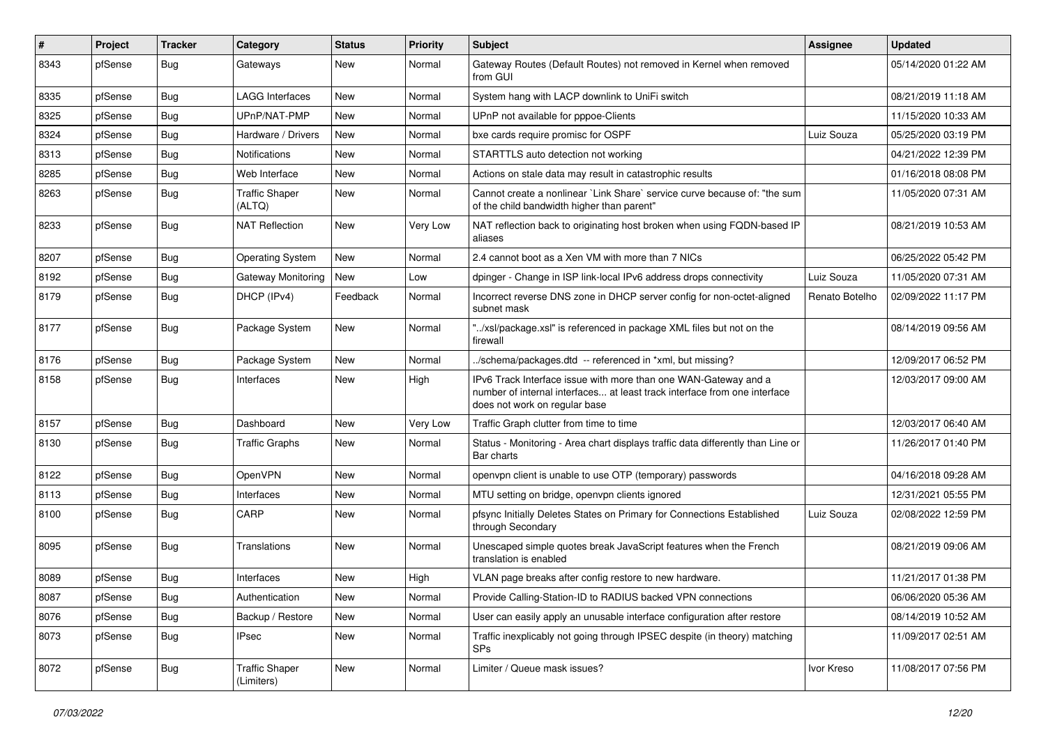| # | Project | Tracker | Category | Status | Priority | Subject | Assignee | Updated |
|---|---|---|---|---|---|---|---|---|
| 8343 | pfSense | Bug | Gateways | New | Normal | Gateway Routes (Default Routes) not removed in Kernel when removed from GUI | | 05/14/2020 01:22 AM |
| 8335 | pfSense | Bug | LAGG Interfaces | New | Normal | System hang with LACP downlink to UniFi switch | | 08/21/2019 11:18 AM |
| 8325 | pfSense | Bug | UPnP/NAT-PMP | New | Normal | UPnP not available for pppoe-Clients | | 11/15/2020 10:33 AM |
| 8324 | pfSense | Bug | Hardware / Drivers | New | Normal | bxe cards require promisc for OSPF | Luiz Souza | 05/25/2020 03:19 PM |
| 8313 | pfSense | Bug | Notifications | New | Normal | STARTTLS auto detection not working | | 04/21/2022 12:39 PM |
| 8285 | pfSense | Bug | Web Interface | New | Normal | Actions on stale data may result in catastrophic results | | 01/16/2018 08:08 PM |
| 8263 | pfSense | Bug | Traffic Shaper (ALTQ) | New | Normal | Cannot create a nonlinear `Link Share` service curve because of: "the sum of the child bandwidth higher than parent" | | 11/05/2020 07:31 AM |
| 8233 | pfSense | Bug | NAT Reflection | New | Very Low | NAT reflection back to originating host broken when using FQDN-based IP aliases | | 08/21/2019 10:53 AM |
| 8207 | pfSense | Bug | Operating System | New | Normal | 2.4 cannot boot as a Xen VM with more than 7 NICs | | 06/25/2022 05:42 PM |
| 8192 | pfSense | Bug | Gateway Monitoring | New | Low | dpinger - Change in ISP link-local IPv6 address drops connectivity | Luiz Souza | 11/05/2020 07:31 AM |
| 8179 | pfSense | Bug | DHCP (IPv4) | Feedback | Normal | Incorrect reverse DNS zone in DHCP server config for non-octet-aligned subnet mask | Renato Botelho | 02/09/2022 11:17 PM |
| 8177 | pfSense | Bug | Package System | New | Normal | "../xsl/package.xsl" is referenced in package XML files but not on the firewall | | 08/14/2019 09:56 AM |
| 8176 | pfSense | Bug | Package System | New | Normal | ../schema/packages.dtd -- referenced in *xml, but missing? | | 12/09/2017 06:52 PM |
| 8158 | pfSense | Bug | Interfaces | New | High | IPv6 Track Interface issue with more than one WAN-Gateway and a number of internal interfaces... at least track interface from one interface does not work on regular base | | 12/03/2017 09:00 AM |
| 8157 | pfSense | Bug | Dashboard | New | Very Low | Traffic Graph clutter from time to time | | 12/03/2017 06:40 AM |
| 8130 | pfSense | Bug | Traffic Graphs | New | Normal | Status - Monitoring - Area chart displays traffic data differently than Line or Bar charts | | 11/26/2017 01:40 PM |
| 8122 | pfSense | Bug | OpenVPN | New | Normal | openvpn client is unable to use OTP (temporary) passwords | | 04/16/2018 09:28 AM |
| 8113 | pfSense | Bug | Interfaces | New | Normal | MTU setting on bridge, openvpn clients ignored | | 12/31/2021 05:55 PM |
| 8100 | pfSense | Bug | CARP | New | Normal | pfsync Initially Deletes States on Primary for Connections Established through Secondary | Luiz Souza | 02/08/2022 12:59 PM |
| 8095 | pfSense | Bug | Translations | New | Normal | Unescaped simple quotes break JavaScript features when the French translation is enabled | | 08/21/2019 09:06 AM |
| 8089 | pfSense | Bug | Interfaces | New | High | VLAN page breaks after config restore to new hardware. | | 11/21/2017 01:38 PM |
| 8087 | pfSense | Bug | Authentication | New | Normal | Provide Calling-Station-ID to RADIUS backed VPN connections | | 06/06/2020 05:36 AM |
| 8076 | pfSense | Bug | Backup / Restore | New | Normal | User can easily apply an unusable interface configuration after restore | | 08/14/2019 10:52 AM |
| 8073 | pfSense | Bug | IPsec | New | Normal | Traffic inexplicably not going through IPSEC despite (in theory) matching SPs | | 11/09/2017 02:51 AM |
| 8072 | pfSense | Bug | Traffic Shaper (Limiters) | New | Normal | Limiter / Queue mask issues? | Ivor Kreso | 11/08/2017 07:56 PM |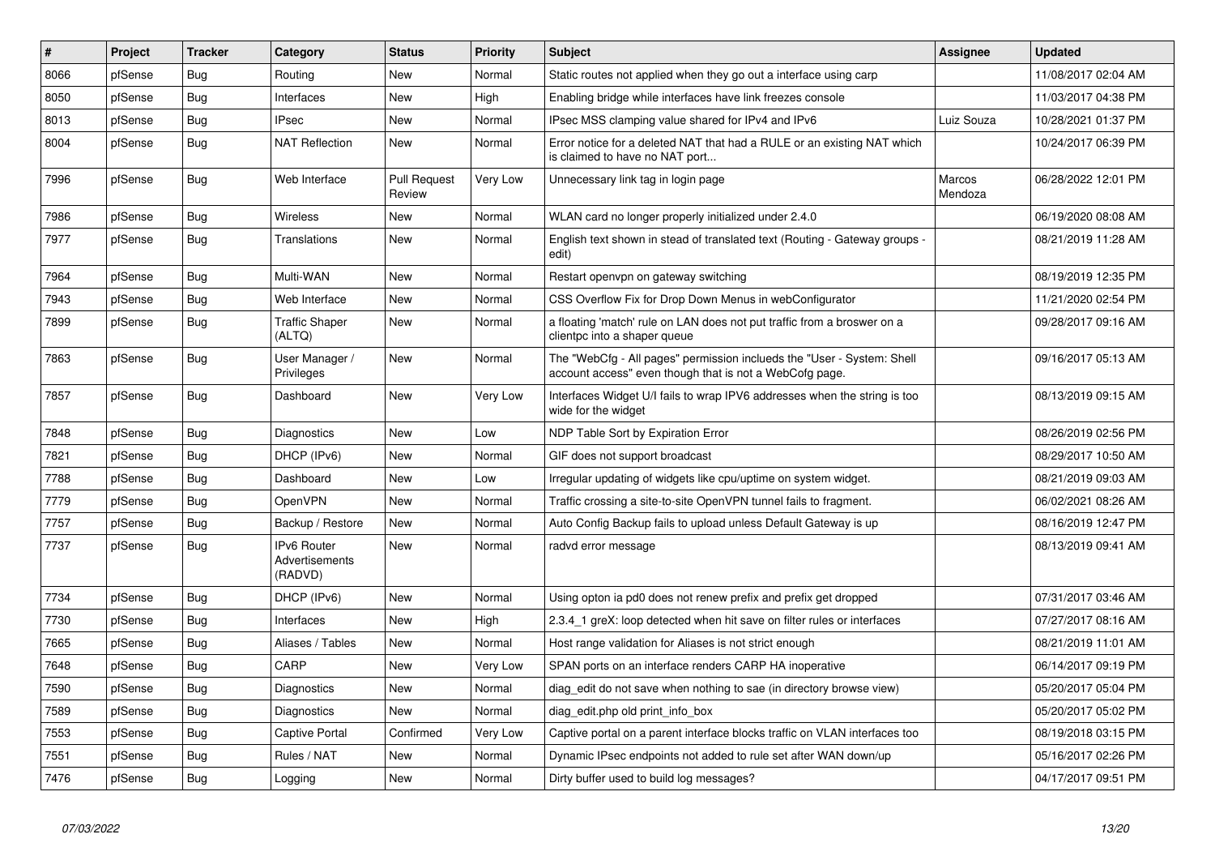| # | Project | Tracker | Category | Status | Priority | Subject | Assignee | Updated |
|---|---|---|---|---|---|---|---|---|
| 8066 | pfSense | Bug | Routing | New | Normal | Static routes not applied when they go out a interface using carp | | 11/08/2017 02:04 AM |
| 8050 | pfSense | Bug | Interfaces | New | High | Enabling bridge while interfaces have link freezes console | | 11/03/2017 04:38 PM |
| 8013 | pfSense | Bug | IPsec | New | Normal | IPsec MSS clamping value shared for IPv4 and IPv6 | Luiz Souza | 10/28/2021 01:37 PM |
| 8004 | pfSense | Bug | NAT Reflection | New | Normal | Error notice for a deleted NAT that had a RULE or an existing NAT which is claimed to have no NAT port... | | 10/24/2017 06:39 PM |
| 7996 | pfSense | Bug | Web Interface | Pull Request Review | Very Low | Unnecessary link tag in login page | Marcos Mendoza | 06/28/2022 12:01 PM |
| 7986 | pfSense | Bug | Wireless | New | Normal | WLAN card no longer properly initialized under 2.4.0 | | 06/19/2020 08:08 AM |
| 7977 | pfSense | Bug | Translations | New | Normal | English text shown in stead of translated text (Routing - Gateway groups - edit) | | 08/21/2019 11:28 AM |
| 7964 | pfSense | Bug | Multi-WAN | New | Normal | Restart openvpn on gateway switching | | 08/19/2019 12:35 PM |
| 7943 | pfSense | Bug | Web Interface | New | Normal | CSS Overflow Fix for Drop Down Menus in webConfigurator | | 11/21/2020 02:54 PM |
| 7899 | pfSense | Bug | Traffic Shaper (ALTQ) | New | Normal | a floating 'match' rule on LAN does not put traffic from a broswer on a clientpc into a shaper queue | | 09/28/2017 09:16 AM |
| 7863 | pfSense | Bug | User Manager / Privileges | New | Normal | The "WebCfg - All pages" permission inclueds the "User - System: Shell account access" even though that is not a WebCofg page. | | 09/16/2017 05:13 AM |
| 7857 | pfSense | Bug | Dashboard | New | Very Low | Interfaces Widget U/I fails to wrap IPV6 addresses when the string is too wide for the widget | | 08/13/2019 09:15 AM |
| 7848 | pfSense | Bug | Diagnostics | New | Low | NDP Table Sort by Expiration Error | | 08/26/2019 02:56 PM |
| 7821 | pfSense | Bug | DHCP (IPv6) | New | Normal | GIF does not support broadcast | | 08/29/2017 10:50 AM |
| 7788 | pfSense | Bug | Dashboard | New | Low | Irregular updating of widgets like cpu/uptime on system widget. | | 08/21/2019 09:03 AM |
| 7779 | pfSense | Bug | OpenVPN | New | Normal | Traffic crossing a site-to-site OpenVPN tunnel fails to fragment. | | 06/02/2021 08:26 AM |
| 7757 | pfSense | Bug | Backup / Restore | New | Normal | Auto Config Backup fails to upload unless Default Gateway is up | | 08/16/2019 12:47 PM |
| 7737 | pfSense | Bug | IPv6 Router Advertisements (RADVD) | New | Normal | radvd error message | | 08/13/2019 09:41 AM |
| 7734 | pfSense | Bug | DHCP (IPv6) | New | Normal | Using opton ia pd0 does not renew prefix and prefix get dropped | | 07/31/2017 03:46 AM |
| 7730 | pfSense | Bug | Interfaces | New | High | 2.3.4_1 greX: loop detected when hit save on filter rules or interfaces | | 07/27/2017 08:16 AM |
| 7665 | pfSense | Bug | Aliases / Tables | New | Normal | Host range validation for Aliases is not strict enough | | 08/21/2019 11:01 AM |
| 7648 | pfSense | Bug | CARP | New | Very Low | SPAN ports on an interface renders CARP HA inoperative | | 06/14/2017 09:19 PM |
| 7590 | pfSense | Bug | Diagnostics | New | Normal | diag_edit do not save when nothing to sae (in directory browse view) | | 05/20/2017 05:04 PM |
| 7589 | pfSense | Bug | Diagnostics | New | Normal | diag_edit.php old print_info_box | | 05/20/2017 05:02 PM |
| 7553 | pfSense | Bug | Captive Portal | Confirmed | Very Low | Captive portal on a parent interface blocks traffic on VLAN interfaces too | | 08/19/2018 03:15 PM |
| 7551 | pfSense | Bug | Rules / NAT | New | Normal | Dynamic IPsec endpoints not added to rule set after WAN down/up | | 05/16/2017 02:26 PM |
| 7476 | pfSense | Bug | Logging | New | Normal | Dirty buffer used to build log messages? | | 04/17/2017 09:51 PM |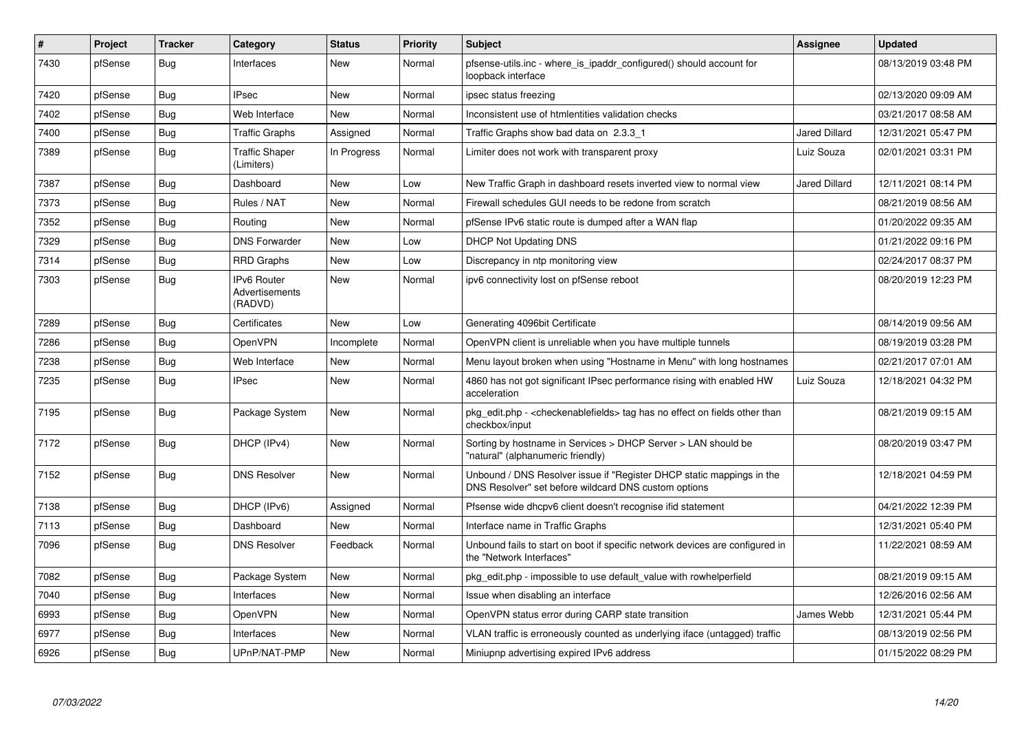| # | Project | Tracker | Category | Status | Priority | Subject | Assignee | Updated |
|---|---|---|---|---|---|---|---|---|
| 7430 | pfSense | Bug | Interfaces | New | Normal | pfsense-utils.inc - where_is_ipaddr_configured() should account for loopback interface | | 08/13/2019 03:48 PM |
| 7420 | pfSense | Bug | IPsec | New | Normal | ipsec status freezing | | 02/13/2020 09:09 AM |
| 7402 | pfSense | Bug | Web Interface | New | Normal | Inconsistent use of htmlentities validation checks | | 03/21/2017 08:58 AM |
| 7400 | pfSense | Bug | Traffic Graphs | Assigned | Normal | Traffic Graphs show bad data on 2.3.3_1 | Jared Dillard | 12/31/2021 05:47 PM |
| 7389 | pfSense | Bug | Traffic Shaper (Limiters) | In Progress | Normal | Limiter does not work with transparent proxy | Luiz Souza | 02/01/2021 03:31 PM |
| 7387 | pfSense | Bug | Dashboard | New | Low | New Traffic Graph in dashboard resets inverted view to normal view | Jared Dillard | 12/11/2021 08:14 PM |
| 7373 | pfSense | Bug | Rules / NAT | New | Normal | Firewall schedules GUI needs to be redone from scratch | | 08/21/2019 08:56 AM |
| 7352 | pfSense | Bug | Routing | New | Normal | pfSense IPv6 static route is dumped after a WAN flap | | 01/20/2022 09:35 AM |
| 7329 | pfSense | Bug | DNS Forwarder | New | Low | DHCP Not Updating DNS | | 01/21/2022 09:16 PM |
| 7314 | pfSense | Bug | RRD Graphs | New | Low | Discrepancy in ntp monitoring view | | 02/24/2017 08:37 PM |
| 7303 | pfSense | Bug | IPv6 Router Advertisements (RADVD) | New | Normal | ipv6 connectivity lost on pfSense reboot | | 08/20/2019 12:23 PM |
| 7289 | pfSense | Bug | Certificates | New | Low | Generating 4096bit Certificate | | 08/14/2019 09:56 AM |
| 7286 | pfSense | Bug | OpenVPN | Incomplete | Normal | OpenVPN client is unreliable when you have multiple tunnels | | 08/19/2019 03:28 PM |
| 7238 | pfSense | Bug | Web Interface | New | Normal | Menu layout broken when using "Hostname in Menu" with long hostnames | | 02/21/2017 07:01 AM |
| 7235 | pfSense | Bug | IPsec | New | Normal | 4860 has not got significant IPsec performance rising with enabled HW acceleration | Luiz Souza | 12/18/2021 04:32 PM |
| 7195 | pfSense | Bug | Package System | New | Normal | pkg_edit.php - <checkenablefields> tag has no effect on fields other than checkbox/input | | 08/21/2019 09:15 AM |
| 7172 | pfSense | Bug | DHCP (IPv4) | New | Normal | Sorting by hostname in Services > DHCP Server > LAN should be "natural" (alphanumeric friendly) | | 08/20/2019 03:47 PM |
| 7152 | pfSense | Bug | DNS Resolver | New | Normal | Unbound / DNS Resolver issue if "Register DHCP static mappings in the DNS Resolver" set before wildcard DNS custom options | | 12/18/2021 04:59 PM |
| 7138 | pfSense | Bug | DHCP (IPv6) | Assigned | Normal | Pfsense wide dhcpv6 client doesn't recognise ifid statement | | 04/21/2022 12:39 PM |
| 7113 | pfSense | Bug | Dashboard | New | Normal | Interface name in Traffic Graphs | | 12/31/2021 05:40 PM |
| 7096 | pfSense | Bug | DNS Resolver | Feedback | Normal | Unbound fails to start on boot if specific network devices are configured in the "Network Interfaces" | | 11/22/2021 08:59 AM |
| 7082 | pfSense | Bug | Package System | New | Normal | pkg_edit.php - impossible to use default_value with rowhelperfield | | 08/21/2019 09:15 AM |
| 7040 | pfSense | Bug | Interfaces | New | Normal | Issue when disabling an interface | | 12/26/2016 02:56 AM |
| 6993 | pfSense | Bug | OpenVPN | New | Normal | OpenVPN status error during CARP state transition | James Webb | 12/31/2021 05:44 PM |
| 6977 | pfSense | Bug | Interfaces | New | Normal | VLAN traffic is erroneously counted as underlying iface (untagged) traffic | | 08/13/2019 02:56 PM |
| 6926 | pfSense | Bug | UPnP/NAT-PMP | New | Normal | Miniupnp advertising expired IPv6 address | | 01/15/2022 08:29 PM |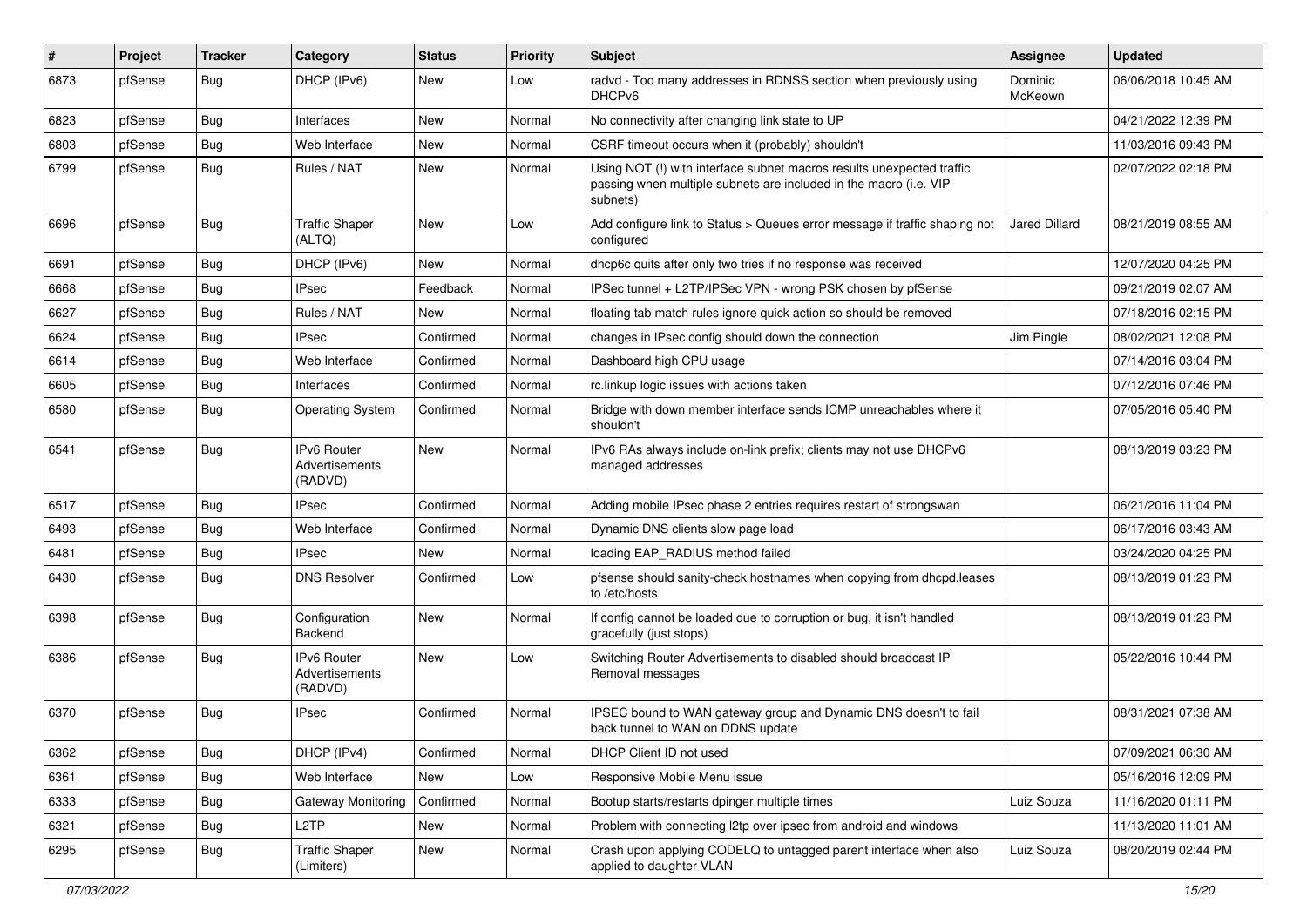| # | Project | Tracker | Category | Status | Priority | Subject | Assignee | Updated |
|---|---|---|---|---|---|---|---|---|
| 6873 | pfSense | Bug | DHCP (IPv6) | New | Low | radvd - Too many addresses in RDNSS section when previously using DHCPv6 | Dominic McKeown | 06/06/2018 10:45 AM |
| 6823 | pfSense | Bug | Interfaces | New | Normal | No connectivity after changing link state to UP | | 04/21/2022 12:39 PM |
| 6803 | pfSense | Bug | Web Interface | New | Normal | CSRF timeout occurs when it (probably) shouldn't | | 11/03/2016 09:43 PM |
| 6799 | pfSense | Bug | Rules / NAT | New | Normal | Using NOT (!) with interface subnet macros results unexpected traffic passing when multiple subnets are included in the macro (i.e. VIP subnets) | | 02/07/2022 02:18 PM |
| 6696 | pfSense | Bug | Traffic Shaper (ALTQ) | New | Low | Add configure link to Status > Queues error message if traffic shaping not configured | Jared Dillard | 08/21/2019 08:55 AM |
| 6691 | pfSense | Bug | DHCP (IPv6) | New | Normal | dhcp6c quits after only two tries if no response was received | | 12/07/2020 04:25 PM |
| 6668 | pfSense | Bug | IPsec | Feedback | Normal | IPSec tunnel + L2TP/IPSec VPN - wrong PSK chosen by pfSense | | 09/21/2019 02:07 AM |
| 6627 | pfSense | Bug | Rules / NAT | New | Normal | floating tab match rules ignore quick action so should be removed | | 07/18/2016 02:15 PM |
| 6624 | pfSense | Bug | IPsec | Confirmed | Normal | changes in IPsec config should down the connection | Jim Pingle | 08/02/2021 12:08 PM |
| 6614 | pfSense | Bug | Web Interface | Confirmed | Normal | Dashboard high CPU usage | | 07/14/2016 03:04 PM |
| 6605 | pfSense | Bug | Interfaces | Confirmed | Normal | rc.linkup logic issues with actions taken | | 07/12/2016 07:46 PM |
| 6580 | pfSense | Bug | Operating System | Confirmed | Normal | Bridge with down member interface sends ICMP unreachables where it shouldn't | | 07/05/2016 05:40 PM |
| 6541 | pfSense | Bug | IPv6 Router Advertisements (RADVD) | New | Normal | IPv6 RAs always include on-link prefix; clients may not use DHCPv6 managed addresses | | 08/13/2019 03:23 PM |
| 6517 | pfSense | Bug | IPsec | Confirmed | Normal | Adding mobile IPsec phase 2 entries requires restart of strongswan | | 06/21/2016 11:04 PM |
| 6493 | pfSense | Bug | Web Interface | Confirmed | Normal | Dynamic DNS clients slow page load | | 06/17/2016 03:43 AM |
| 6481 | pfSense | Bug | IPsec | New | Normal | loading EAP_RADIUS method failed | | 03/24/2020 04:25 PM |
| 6430 | pfSense | Bug | DNS Resolver | Confirmed | Low | pfsense should sanity-check hostnames when copying from dhcpd.leases to /etc/hosts | | 08/13/2019 01:23 PM |
| 6398 | pfSense | Bug | Configuration Backend | New | Normal | If config cannot be loaded due to corruption or bug, it isn't handled gracefully (just stops) | | 08/13/2019 01:23 PM |
| 6386 | pfSense | Bug | IPv6 Router Advertisements (RADVD) | New | Low | Switching Router Advertisements to disabled should broadcast IP Removal messages | | 05/22/2016 10:44 PM |
| 6370 | pfSense | Bug | IPsec | Confirmed | Normal | IPSEC bound to WAN gateway group and Dynamic DNS doesn't to fail back tunnel to WAN on DDNS update | | 08/31/2021 07:38 AM |
| 6362 | pfSense | Bug | DHCP (IPv4) | Confirmed | Normal | DHCP Client ID not used | | 07/09/2021 06:30 AM |
| 6361 | pfSense | Bug | Web Interface | New | Low | Responsive Mobile Menu issue | | 05/16/2016 12:09 PM |
| 6333 | pfSense | Bug | Gateway Monitoring | Confirmed | Normal | Bootup starts/restarts dpinger multiple times | Luiz Souza | 11/16/2020 01:11 PM |
| 6321 | pfSense | Bug | L2TP | New | Normal | Problem with connecting l2tp over ipsec from android and windows | | 11/13/2020 11:01 AM |
| 6295 | pfSense | Bug | Traffic Shaper (Limiters) | New | Normal | Crash upon applying CODELQ to untagged parent interface when also applied to daughter VLAN | Luiz Souza | 08/20/2019 02:44 PM |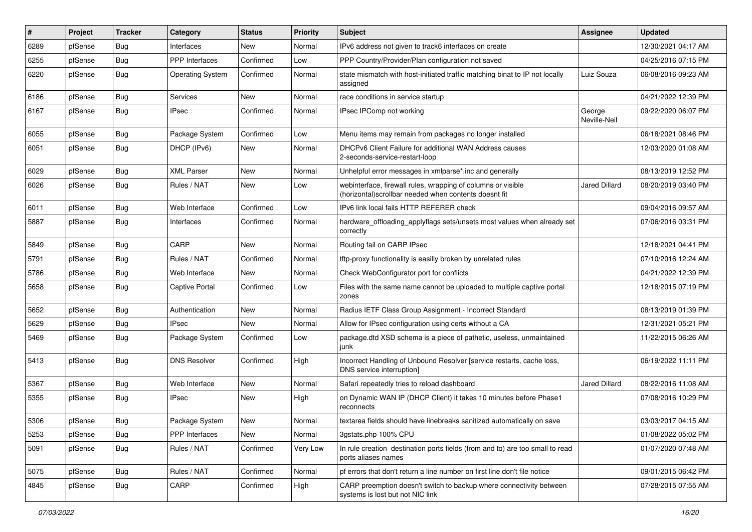| # | Project | Tracker | Category | Status | Priority | Subject | Assignee | Updated |
|---|---|---|---|---|---|---|---|---|
| 6289 | pfSense | Bug | Interfaces | New | Normal | IPv6 address not given to track6 interfaces on create | | 12/30/2021 04:17 AM |
| 6255 | pfSense | Bug | PPP Interfaces | Confirmed | Low | PPP Country/Provider/Plan configuration not saved | | 04/25/2016 07:15 PM |
| 6220 | pfSense | Bug | Operating System | Confirmed | Normal | state mismatch with host-initiated traffic matching binat to IP not locally assigned | Luiz Souza | 06/08/2016 09:23 AM |
| 6186 | pfSense | Bug | Services | New | Normal | race conditions in service startup | | 04/21/2022 12:39 PM |
| 6167 | pfSense | Bug | IPsec | Confirmed | Normal | IPsec IPComp not working | George Neville-Neil | 09/22/2020 06:07 PM |
| 6055 | pfSense | Bug | Package System | Confirmed | Low | Menu items may remain from packages no longer installed | | 06/18/2021 08:46 PM |
| 6051 | pfSense | Bug | DHCP (IPv6) | New | Normal | DHCPv6 Client Failure for additional WAN Address causes 2-seconds-service-restart-loop | | 12/03/2020 01:08 AM |
| 6029 | pfSense | Bug | XML Parser | New | Normal | Unhelpful error messages in xmlparse*.inc and generally | | 08/13/2019 12:52 PM |
| 6026 | pfSense | Bug | Rules / NAT | New | Low | webinterface, firewall rules, wrapping of columns or visible (horizontal)scrollbar needed when contents doesnt fit | Jared Dillard | 08/20/2019 03:40 PM |
| 6011 | pfSense | Bug | Web Interface | Confirmed | Low | IPv6 link local fails HTTP REFERER check | | 09/04/2016 09:57 AM |
| 5887 | pfSense | Bug | Interfaces | Confirmed | Normal | hardware_offloading_applyflags sets/unsets most values when already set correctly | | 07/06/2016 03:31 PM |
| 5849 | pfSense | Bug | CARP | New | Normal | Routing fail on CARP IPsec | | 12/18/2021 04:41 PM |
| 5791 | pfSense | Bug | Rules / NAT | Confirmed | Normal | tftp-proxy functionality is easilly broken by unrelated rules | | 07/10/2016 12:24 AM |
| 5786 | pfSense | Bug | Web Interface | New | Normal | Check WebConfigurator port for conflicts | | 04/21/2022 12:39 PM |
| 5658 | pfSense | Bug | Captive Portal | Confirmed | Low | Files with the same name cannot be uploaded to multiple captive portal zones | | 12/18/2015 07:19 PM |
| 5652 | pfSense | Bug | Authentication | New | Normal | Radius IETF Class Group Assignment - Incorrect Standard | | 08/13/2019 01:39 PM |
| 5629 | pfSense | Bug | IPsec | New | Normal | Allow for IPsec configuration using certs without a CA | | 12/31/2021 05:21 PM |
| 5469 | pfSense | Bug | Package System | Confirmed | Low | package.dtd XSD schema is a piece of pathetic, useless, unmaintained junk | | 11/22/2015 06:26 AM |
| 5413 | pfSense | Bug | DNS Resolver | Confirmed | High | Incorrect Handling of Unbound Resolver [service restarts, cache loss, DNS service interruption] | | 06/19/2022 11:11 PM |
| 5367 | pfSense | Bug | Web Interface | New | Normal | Safari repeatedly tries to reload dashboard | Jared Dillard | 08/22/2016 11:08 AM |
| 5355 | pfSense | Bug | IPsec | New | High | on Dynamic WAN IP (DHCP Client) it takes 10 minutes before Phase1 reconnects | | 07/08/2016 10:29 PM |
| 5306 | pfSense | Bug | Package System | New | Normal | textarea fields should have linebreaks sanitized automatically on save | | 03/03/2017 04:15 AM |
| 5253 | pfSense | Bug | PPP Interfaces | New | Normal | 3gstats.php 100% CPU | | 01/08/2022 05:02 PM |
| 5091 | pfSense | Bug | Rules / NAT | Confirmed | Very Low | In rule creation destination ports fields (from and to) are too small to read ports aliases names | | 01/07/2020 07:48 AM |
| 5075 | pfSense | Bug | Rules / NAT | Confirmed | Normal | pf errors that don't return a line number on first line don't file notice | | 09/01/2015 06:42 PM |
| 4845 | pfSense | Bug | CARP | Confirmed | High | CARP preemption doesn't switch to backup where connectivity between systems is lost but not NIC link | | 07/28/2015 07:55 AM |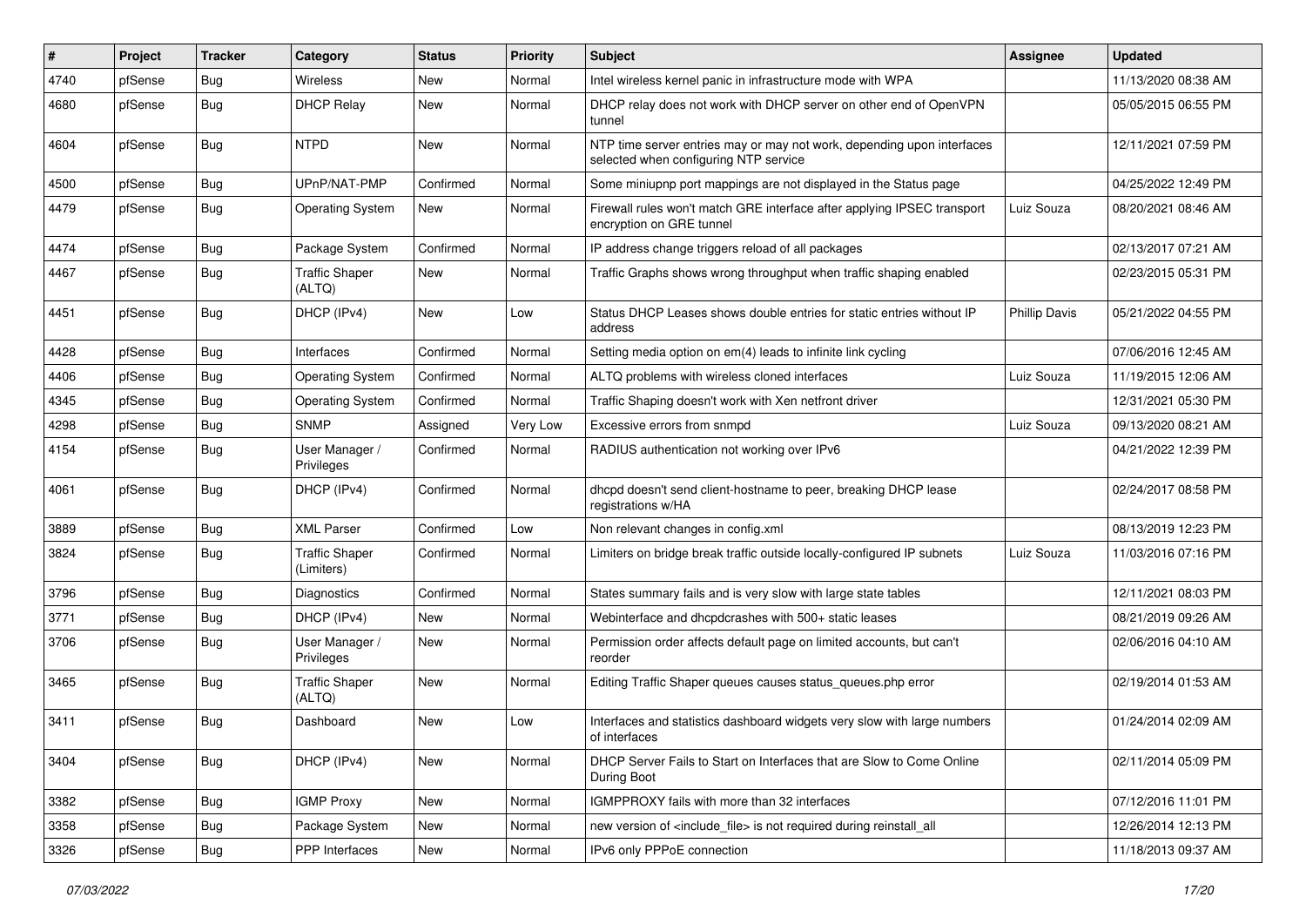| # | Project | Tracker | Category | Status | Priority | Subject | Assignee | Updated |
|---|---|---|---|---|---|---|---|---|
| 4740 | pfSense | Bug | Wireless | New | Normal | Intel wireless kernel panic in infrastructure mode with WPA | | 11/13/2020 08:38 AM |
| 4680 | pfSense | Bug | DHCP Relay | New | Normal | DHCP relay does not work with DHCP server on other end of OpenVPN tunnel | | 05/05/2015 06:55 PM |
| 4604 | pfSense | Bug | NTPD | New | Normal | NTP time server entries may or may not work, depending upon interfaces selected when configuring NTP service | | 12/11/2021 07:59 PM |
| 4500 | pfSense | Bug | UPnP/NAT-PMP | Confirmed | Normal | Some miniupnp port mappings are not displayed in the Status page | | 04/25/2022 12:49 PM |
| 4479 | pfSense | Bug | Operating System | New | Normal | Firewall rules won't match GRE interface after applying IPSEC transport encryption on GRE tunnel | Luiz Souza | 08/20/2021 08:46 AM |
| 4474 | pfSense | Bug | Package System | Confirmed | Normal | IP address change triggers reload of all packages | | 02/13/2017 07:21 AM |
| 4467 | pfSense | Bug | Traffic Shaper (ALTQ) | New | Normal | Traffic Graphs shows wrong throughput when traffic shaping enabled | | 02/23/2015 05:31 PM |
| 4451 | pfSense | Bug | DHCP (IPv4) | New | Low | Status DHCP Leases shows double entries for static entries without IP address | Phillip Davis | 05/21/2022 04:55 PM |
| 4428 | pfSense | Bug | Interfaces | Confirmed | Normal | Setting media option on em(4) leads to infinite link cycling | | 07/06/2016 12:45 AM |
| 4406 | pfSense | Bug | Operating System | Confirmed | Normal | ALTQ problems with wireless cloned interfaces | Luiz Souza | 11/19/2015 12:06 AM |
| 4345 | pfSense | Bug | Operating System | Confirmed | Normal | Traffic Shaping doesn't work with Xen netfront driver | | 12/31/2021 05:30 PM |
| 4298 | pfSense | Bug | SNMP | Assigned | Very Low | Excessive errors from snmpd | Luiz Souza | 09/13/2020 08:21 AM |
| 4154 | pfSense | Bug | User Manager / Privileges | Confirmed | Normal | RADIUS authentication not working over IPv6 | | 04/21/2022 12:39 PM |
| 4061 | pfSense | Bug | DHCP (IPv4) | Confirmed | Normal | dhcpd doesn't send client-hostname to peer, breaking DHCP lease registrations w/HA | | 02/24/2017 08:58 PM |
| 3889 | pfSense | Bug | XML Parser | Confirmed | Low | Non relevant changes in config.xml | | 08/13/2019 12:23 PM |
| 3824 | pfSense | Bug | Traffic Shaper (Limiters) | Confirmed | Normal | Limiters on bridge break traffic outside locally-configured IP subnets | Luiz Souza | 11/03/2016 07:16 PM |
| 3796 | pfSense | Bug | Diagnostics | Confirmed | Normal | States summary fails and is very slow with large state tables | | 12/11/2021 08:03 PM |
| 3771 | pfSense | Bug | DHCP (IPv4) | New | Normal | Webinterface and dhcpdcrashes with 500+ static leases | | 08/21/2019 09:26 AM |
| 3706 | pfSense | Bug | User Manager / Privileges | New | Normal | Permission order affects default page on limited accounts, but can't reorder | | 02/06/2016 04:10 AM |
| 3465 | pfSense | Bug | Traffic Shaper (ALTQ) | New | Normal | Editing Traffic Shaper queues causes status_queues.php error | | 02/19/2014 01:53 AM |
| 3411 | pfSense | Bug | Dashboard | New | Low | Interfaces and statistics dashboard widgets very slow with large numbers of interfaces | | 01/24/2014 02:09 AM |
| 3404 | pfSense | Bug | DHCP (IPv4) | New | Normal | DHCP Server Fails to Start on Interfaces that are Slow to Come Online During Boot | | 02/11/2014 05:09 PM |
| 3382 | pfSense | Bug | IGMP Proxy | New | Normal | IGMPPROXY fails with more than 32 interfaces | | 07/12/2016 11:01 PM |
| 3358 | pfSense | Bug | Package System | New | Normal | new version of <include_file> is not required during reinstall_all | | 12/26/2014 12:13 PM |
| 3326 | pfSense | Bug | PPP Interfaces | New | Normal | IPv6 only PPPoE connection | | 11/18/2013 09:37 AM |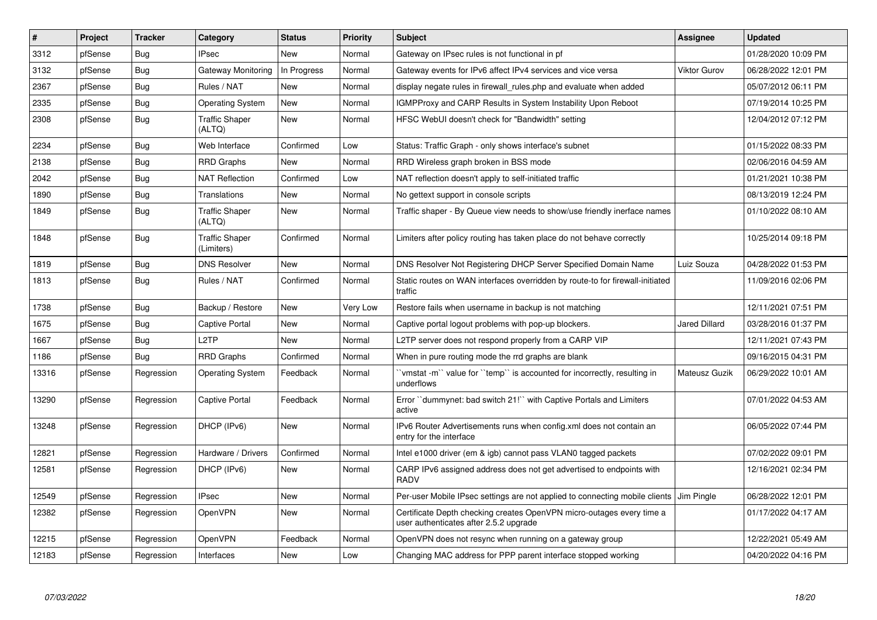| # | Project | Tracker | Category | Status | Priority | Subject | Assignee | Updated |
|---|---|---|---|---|---|---|---|---|
| 3312 | pfSense | Bug | IPsec | New | Normal | Gateway on IPsec rules is not functional in pf | | 01/28/2020 10:09 PM |
| 3132 | pfSense | Bug | Gateway Monitoring | In Progress | Normal | Gateway events for IPv6 affect IPv4 services and vice versa | Viktor Gurov | 06/28/2022 12:01 PM |
| 2367 | pfSense | Bug | Rules / NAT | New | Normal | display negate rules in firewall_rules.php and evaluate when added | | 05/07/2012 06:11 PM |
| 2335 | pfSense | Bug | Operating System | New | Normal | IGMPProxy and CARP Results in System Instability Upon Reboot | | 07/19/2014 10:25 PM |
| 2308 | pfSense | Bug | Traffic Shaper (ALTQ) | New | Normal | HFSC WebUI doesn't check for "Bandwidth" setting | | 12/04/2012 07:12 PM |
| 2234 | pfSense | Bug | Web Interface | Confirmed | Low | Status: Traffic Graph - only shows interface's subnet | | 01/15/2022 08:33 PM |
| 2138 | pfSense | Bug | RRD Graphs | New | Normal | RRD Wireless graph broken in BSS mode | | 02/06/2016 04:59 AM |
| 2042 | pfSense | Bug | NAT Reflection | Confirmed | Low | NAT reflection doesn't apply to self-initiated traffic | | 01/21/2021 10:38 PM |
| 1890 | pfSense | Bug | Translations | New | Normal | No gettext support in console scripts | | 08/13/2019 12:24 PM |
| 1849 | pfSense | Bug | Traffic Shaper (ALTQ) | New | Normal | Traffic shaper - By Queue view needs to show/use friendly inerface names | | 01/10/2022 08:10 AM |
| 1848 | pfSense | Bug | Traffic Shaper (Limiters) | Confirmed | Normal | Limiters after policy routing has taken place do not behave correctly | | 10/25/2014 09:18 PM |
| 1819 | pfSense | Bug | DNS Resolver | New | Normal | DNS Resolver Not Registering DHCP Server Specified Domain Name | Luiz Souza | 04/28/2022 01:53 PM |
| 1813 | pfSense | Bug | Rules / NAT | Confirmed | Normal | Static routes on WAN interfaces overridden by route-to for firewall-initiated traffic | | 11/09/2016 02:06 PM |
| 1738 | pfSense | Bug | Backup / Restore | New | Very Low | Restore fails when username in backup is not matching | | 12/11/2021 07:51 PM |
| 1675 | pfSense | Bug | Captive Portal | New | Normal | Captive portal logout problems with pop-up blockers. | Jared Dillard | 03/28/2016 01:37 PM |
| 1667 | pfSense | Bug | L2TP | New | Normal | L2TP server does not respond properly from a CARP VIP | | 12/11/2021 07:43 PM |
| 1186 | pfSense | Bug | RRD Graphs | Confirmed | Normal | When in pure routing mode the rrd graphs are blank | | 09/16/2015 04:31 PM |
| 13316 | pfSense | Regression | Operating System | Feedback | Normal | ``vmstat -m`` value for ``temp`` is accounted for incorrectly, resulting in underflows | Mateusz Guzik | 06/29/2022 10:01 AM |
| 13290 | pfSense | Regression | Captive Portal | Feedback | Normal | Error ``dummynet: bad switch 21!`` with Captive Portals and Limiters active | | 07/01/2022 04:53 AM |
| 13248 | pfSense | Regression | DHCP (IPv6) | New | Normal | IPv6 Router Advertisements runs when config.xml does not contain an entry for the interface | | 06/05/2022 07:44 PM |
| 12821 | pfSense | Regression | Hardware / Drivers | Confirmed | Normal | Intel e1000 driver (em & igb) cannot pass VLAN0 tagged packets | | 07/02/2022 09:01 PM |
| 12581 | pfSense | Regression | DHCP (IPv6) | New | Normal | CARP IPv6 assigned address does not get advertised to endpoints with RADV | | 12/16/2021 02:34 PM |
| 12549 | pfSense | Regression | IPsec | New | Normal | Per-user Mobile IPsec settings are not applied to connecting mobile clients | Jim Pingle | 06/28/2022 12:01 PM |
| 12382 | pfSense | Regression | OpenVPN | New | Normal | Certificate Depth checking creates OpenVPN micro-outages every time a user authenticates after 2.5.2 upgrade | | 01/17/2022 04:17 AM |
| 12215 | pfSense | Regression | OpenVPN | Feedback | Normal | OpenVPN does not resync when running on a gateway group | | 12/22/2021 05:49 AM |
| 12183 | pfSense | Regression | Interfaces | New | Low | Changing MAC address for PPP parent interface stopped working | | 04/20/2022 04:16 PM |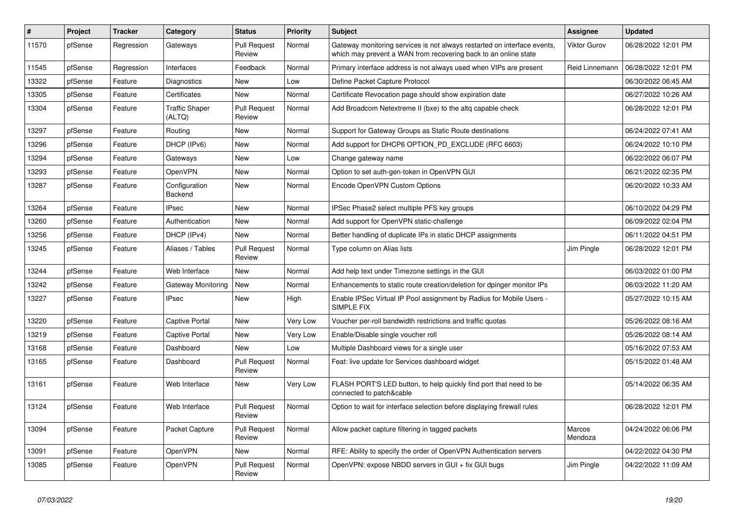| # | Project | Tracker | Category | Status | Priority | Subject | Assignee | Updated |
|---|---|---|---|---|---|---|---|---|
| 11570 | pfSense | Regression | Gateways | Pull Request Review | Normal | Gateway monitoring services is not always restarted on interface events, which may prevent a WAN from recovering back to an online state | Viktor Gurov | 06/28/2022 12:01 PM |
| 11545 | pfSense | Regression | Interfaces | Feedback | Normal | Primary interface address is not always used when VIPs are present | Reid Linnemann | 06/28/2022 12:01 PM |
| 13322 | pfSense | Feature | Diagnostics | New | Low | Define Packet Capture Protocol | | 06/30/2022 06:45 AM |
| 13305 | pfSense | Feature | Certificates | New | Normal | Certificate Revocation page should show expiration date | | 06/27/2022 10:26 AM |
| 13304 | pfSense | Feature | Traffic Shaper (ALTQ) | Pull Request Review | Normal | Add Broadcom Netextreme II (bxe) to the altq capable check | | 06/28/2022 12:01 PM |
| 13297 | pfSense | Feature | Routing | New | Normal | Support for Gateway Groups as Static Route destinations | | 06/24/2022 07:41 AM |
| 13296 | pfSense | Feature | DHCP (IPv6) | New | Normal | Add support for DHCP6 OPTION_PD_EXCLUDE (RFC 6603) | | 06/24/2022 10:10 PM |
| 13294 | pfSense | Feature | Gateways | New | Low | Change gateway name | | 06/22/2022 06:07 PM |
| 13293 | pfSense | Feature | OpenVPN | New | Normal | Option to set auth-gen-token in OpenVPN GUI | | 06/21/2022 02:35 PM |
| 13287 | pfSense | Feature | Configuration Backend | New | Normal | Encode OpenVPN Custom Options | | 06/20/2022 10:33 AM |
| 13264 | pfSense | Feature | IPsec | New | Normal | IPSec Phase2 select multiple PFS key groups | | 06/10/2022 04:29 PM |
| 13260 | pfSense | Feature | Authentication | New | Normal | Add support for OpenVPN static-challenge | | 06/09/2022 02:04 PM |
| 13256 | pfSense | Feature | DHCP (IPv4) | New | Normal | Better handling of duplicate IPs in static DHCP assignments | | 06/11/2022 04:51 PM |
| 13245 | pfSense | Feature | Aliases / Tables | Pull Request Review | Normal | Type column on Alias lists | Jim Pingle | 06/28/2022 12:01 PM |
| 13244 | pfSense | Feature | Web Interface | New | Normal | Add help text under Timezone settings in the GUI | | 06/03/2022 01:00 PM |
| 13242 | pfSense | Feature | Gateway Monitoring | New | Normal | Enhancements to static route creation/deletion for dpinger monitor IPs | | 06/03/2022 11:20 AM |
| 13227 | pfSense | Feature | IPsec | New | High | Enable IPSec Virtual IP Pool assignment by Radius for Mobile Users - SIMPLE FIX | | 05/27/2022 10:15 AM |
| 13220 | pfSense | Feature | Captive Portal | New | Very Low | Voucher per-roll bandwidth restrictions and traffic quotas | | 05/26/2022 08:16 AM |
| 13219 | pfSense | Feature | Captive Portal | New | Very Low | Enable/Disable single voucher roll | | 05/26/2022 08:14 AM |
| 13168 | pfSense | Feature | Dashboard | New | Low | Multiple Dashboard views for a single user | | 05/16/2022 07:53 AM |
| 13165 | pfSense | Feature | Dashboard | Pull Request Review | Normal | Feat: live update for Services dashboard widget | | 05/15/2022 01:48 AM |
| 13161 | pfSense | Feature | Web Interface | New | Very Low | FLASH PORT'S LED button, to help quickly find port that need to be connected to patch&cable | | 05/14/2022 06:35 AM |
| 13124 | pfSense | Feature | Web Interface | Pull Request Review | Normal | Option to wait for interface selection before displaying firewall rules | | 06/28/2022 12:01 PM |
| 13094 | pfSense | Feature | Packet Capture | Pull Request Review | Normal | Allow packet capture filtering in tagged packets | Marcos Mendoza | 04/24/2022 06:06 PM |
| 13091 | pfSense | Feature | OpenVPN | New | Normal | RFE: Ability to specify the order of OpenVPN Authentication servers | | 04/22/2022 04:30 PM |
| 13085 | pfSense | Feature | OpenVPN | Pull Request Review | Normal | OpenVPN: expose NBDD servers in GUI + fix GUI bugs | Jim Pingle | 04/22/2022 11:09 AM |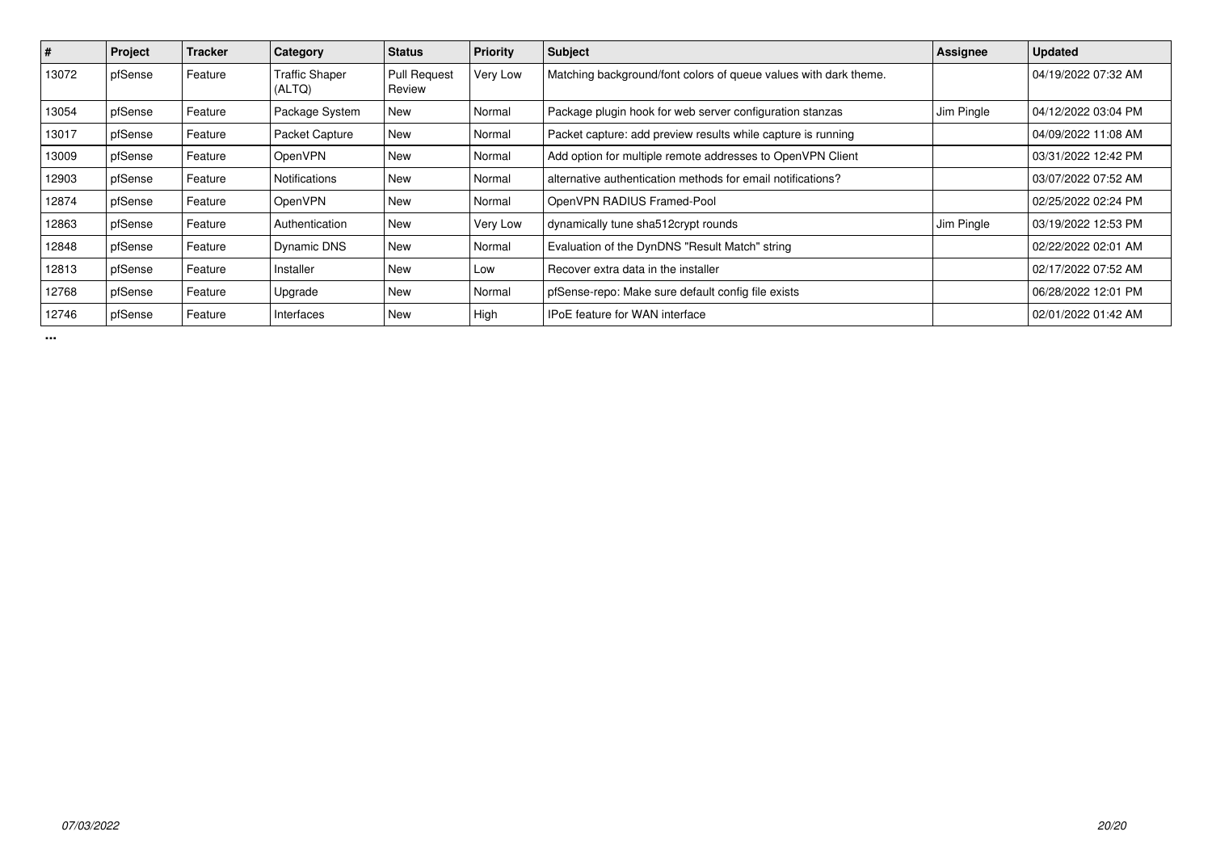| # | Project | Tracker | Category | Status | Priority | Subject | Assignee | Updated |
|---|---|---|---|---|---|---|---|---|
| 13072 | pfSense | Feature | Traffic Shaper (ALTQ) | Pull Request Review | Very Low | Matching background/font colors of queue values with dark theme. | | 04/19/2022 07:32 AM |
| 13054 | pfSense | Feature | Package System | New | Normal | Package plugin hook for web server configuration stanzas | Jim Pingle | 04/12/2022 03:04 PM |
| 13017 | pfSense | Feature | Packet Capture | New | Normal | Packet capture: add preview results while capture is running | | 04/09/2022 11:08 AM |
| 13009 | pfSense | Feature | OpenVPN | New | Normal | Add option for multiple remote addresses to OpenVPN Client | | 03/31/2022 12:42 PM |
| 12903 | pfSense | Feature | Notifications | New | Normal | alternative authentication methods for email notifications? | | 03/07/2022 07:52 AM |
| 12874 | pfSense | Feature | OpenVPN | New | Normal | OpenVPN RADIUS Framed-Pool | | 02/25/2022 02:24 PM |
| 12863 | pfSense | Feature | Authentication | New | Very Low | dynamically tune sha512crypt rounds | Jim Pingle | 03/19/2022 12:53 PM |
| 12848 | pfSense | Feature | Dynamic DNS | New | Normal | Evaluation of the DynDNS "Result Match" string | | 02/22/2022 02:01 AM |
| 12813 | pfSense | Feature | Installer | New | Low | Recover extra data in the installer | | 02/17/2022 07:52 AM |
| 12768 | pfSense | Feature | Upgrade | New | Normal | pfSense-repo: Make sure default config file exists | | 06/28/2022 12:01 PM |
| 12746 | pfSense | Feature | Interfaces | New | High | IPoE feature for WAN interface | | 02/01/2022 01:42 AM |

...